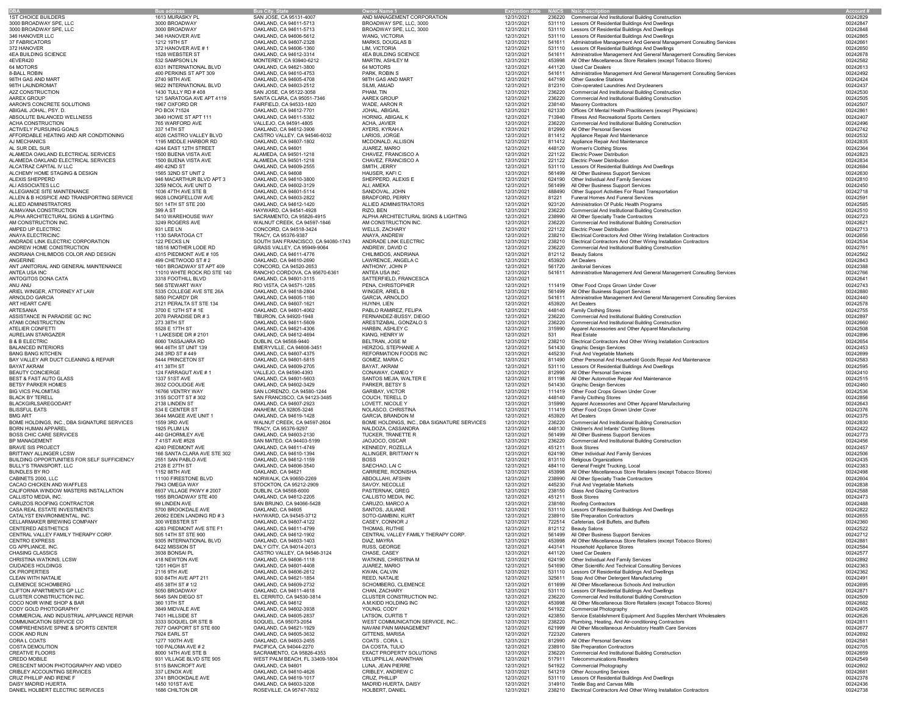| DBA | Bus address | Bus City, State | Owner Name 1 | Expiration date | NAICS | Naic description | Account # |
|---|---|---|---|---|---|---|---|
| 1ST CHOICE BUILDERS | 1613 MURASKY PL | SAN JOSE, CA 95131-4007 | AND MANAGEMENT CORPORATION | 12/31/2021 | 236220 | Commercial And Institutional Building Construction | 00242829 |
| 3000 BROADWAY SPE, LLC | 3000 BROADWAY | OAKLAND, CA 94611-5713 | BROADWAY SPE, LLC, 3000 | 12/31/2021 | 531110 | Lessors Of Residential Buildings And Dwellings | 00242847 |
| 3000 BROADWAY SPE, LLC | 3000 BROADWAY | OAKLAND, CA 94611-5713 | BROADWAY SPE, LLC, 3000 | 12/31/2021 | 531110 | Lessors Of Residential Buildings And Dwellings | 00242848 |
| 346 HANOVER LLC | 346 HANOVER AVE | OAKLAND, CA 94606-5612 | WANG, VICTORIA | 12/31/2021 | 531110 | Lessors Of Residential Buildings And Dwellings | 00242865 |
| 37 FABRICATORS | 1212 19TH ST | OAKLAND, CA 94607-2328 | MARKS, DOUGLAS B | 12/31/2021 | 541611 | Administrative Management And General Management Consulting Services | 00242861 |
| 372 HANOVER | 372 HANOVER AVE # 1 | OAKLAND, CA 94606-1360 | LIM, VICTORIA | 12/31/2021 | 531110 | Lessors Of Residential Buildings And Dwellings | 00242650 |
| 4EA BUILDING SCIENCE | 1528 WEBSTER ST | OAKLAND, CA 94612-3314 | 4EA BUILDING SCIENCE | 12/31/2021 | 541611 | Administrative Management And General Management Consulting Services | 00242678 |
| 4EVER420 | 532 SAMPSON LN | MONTEREY, CA 93940-6212 | MARTIN, ASHLEY M | 12/31/2021 | 453998 | All Other Miscellaneous Store Retailers (except Tobacco Stores) | 00242582 |
| 64 MOTORS | 6331 INTERNATIONAL BLVD | OAKLAND, CA 94621-3800 | 64 MOTORS | 12/31/2021 | 441120 | Used Car Dealers | 00242613 |
| 8-BALL ROBIN | 400 PERKINS ST APT 309 | OAKLAND, CA 94610-4753 | PARK, ROBIN S | 12/31/2021 | 541611 | Administrative Management And General Management Consulting Services | 00242492 |
| 98TH GAS AND MART | 2740 98TH AVE | OAKLAND, CA 94605-4708 | 98TH GAS AND MART | 12/31/2021 | 447190 | Other Gasoline Stations | 00242424 |
| 98TH LAUNDROMAT | 9822 INTERNATIONAL BLVD | OAKLAND, CA 94603-2512 | SILMI, AMJAD | 12/31/2021 | 812310 | Coin-operated Laundries And Drycleaners | 00242437 |
| A2Z CONSTRUCTION | 1430 TULLY RD # 408 | SAN JOSE, CA 95122-3058 | PHAM, TIN | 12/31/2021 | 236220 | Commercial And Institutional Building Construction | 00242530 |
| AAREX GROUP | 121 SARATOGA AVE APT 4119 | SANTA CLARA, CA 95051-7346 | AAREX GROUP | 12/31/2021 | 236220 | Commercial And Institutional Building Construction | 00242505 |
| AARON'S CONCRETE SOLUTIONS | 1967 OXFORD DR | FAIRFIELD, CA 94533-1820 | WADE, AARON R | 12/31/2021 | 238140 | Masonry Contractors | 00242507 |
| ABIGAIL JOHAL, PSY. D. | PO BOX 71524 | OAKLAND, CA 94612-7701 | JOHAL, ABIGAIL | 12/31/2021 | 621330 | Offices Of Mental Health Practitioners (except Physicians) | 00242861 |
| ABSOLUTE BALANCED WELLNESS | 3840 HOWE ST APT 111 | OAKLAND, CA 94611-5382 | HORNIG, ABIGAIL K | 12/31/2021 | 713940 | Fitness And Recreational Sports Centers | 00242407 |
| ACHA CONSTRUCTION | 765 WARFORD AVE | VALLEJO, CA 94591-4805 | ACHA, JAVIER | 12/31/2021 | 236220 | Commercial And Institutional Building Construction | 00242496 |
| ACTIVELY PURSUING GOALS | 337 14TH ST | OAKLAND, CA 94612-3906 | AYERS, KYRAH A | 12/31/2021 | 812990 | All Other Personal Services | 00242742 |
| AFFORDABLE HEATING AND AIR CONDITIONING | 4026 CASTRO VALLEY BLVD | CASTRO VALLEY, CA 94546-6032 | LARIOS, JORGE | 12/31/2021 | 811412 | Appliance Repair And Maintenance | 00242532 |
| AJ MECHANICS | 1195 MIDDLE HARBOR RD | OAKLAND, CA 94607-1802 | MCDONALD, ALLISON | 12/31/2021 | 811412 | Appliance Repair And Maintenance | 00242835 |
| AL SUR DEL SUR | 4244 EAST 12TH STREET | OAKLAND, CA 94601 | JUAREZ, MARIO | 12/31/2021 | 448120 | Women's Clothing Stores | 00242364 |
| ALAMEDA OAKLAND ELECTRICAL SERVICES | 1500 BUENA VISTA AVE | ALAMEDA, CA 94501-1218 | CHAVEZ, FRANCISCO A | 12/31/2021 | 221122 | Electric Power Distribution | 00242823 |
| ALAMEDA OAKLAND ELECTRICAL SERVICES | 1500 BUENA VISTA AVE | ALAMEDA, CA 94501-1218 | CHAVEZ, FRANCISCO A | 12/31/2021 | 221122 | Electric Power Distribution | 00242834 |
| ALCATRAZ CAPITAL IV LLC | 490 42ND ST | OAKLAND, CA 94609-2555 | SMITH, JERRY | 12/31/2021 | 531110 | Lessors Of Residential Buildings And Dwellings | 00242684 |
| ALCHEMY HOME STAGING & DESIGN | 1565 32ND ST UNIT 2 | OAKLAND, CA 94608 | HAUSER, KAFI C | 12/31/2021 | 561499 | All Other Business Support Services | 00242630 |
| ALEXIS SHEPPERD | 946 MACARTHUR BLVD APT 3 | OAKLAND, CA 94610-3800 | SHEPPERD, ALEXIS E | 12/31/2021 | 624190 | Other Individual And Family Services | 00242810 |
| ALI ASSOCIATES LLC | 3259 NICOL AVE UNIT D | OAKLAND, CA 94602-3129 | ALI, AMEKA | 12/31/2021 | 561499 | All Other Business Support Services | 00242450 |
| ALLEGIANCE SITE MAINTENANCE | 1036 47TH AVE STE B | OAKLAND, CA 94601-5114 | SANDOVAL, JOHN | 12/31/2021 | 488490 | Other Support Activities For Road Transportation | 00242718 |
| ALLEN & B HOSPICE AND TRANSPORTING SERVICE | 9928 LONGFELLOW AVE | OAKLAND, CA 94603-2822 | BRADFORD, PERRY | 12/31/2021 | 81221 | Funeral Homes And Funeral Services | 00242591 |
| ALLIED ADMINISTRATORS | 501 14TH ST STE 200 | OAKLAND, CA 94612-1420 | ALLIED ADMINISTRATORS | 12/31/2021 | 923120 | Administration Of Public Health Programs | 00242585 |
| ALMAVANA CONSTRUCTION | 399 A ST | HAYWARD, CA 94541-4928 | RIZO, BEN | 12/31/2021 | 236220 | Commercial And Institutional Building Construction | 00242510 |
| ALPHA ARCHITECTURAL SIGNS & LIGHTING | 5410 WAREHOUSE WAY | SACRAMENTO, CA 95826-4915 | ALPHA ARCHITECTURAL SIGNS & LIGHTING | 12/31/2021 | 238990 | All Other Specialty Trade Contractors | 00242723 |
| AM CONSTRUCTION INC. | 3249 ROGERS AVE | WALNUT CREEK, CA 94597-1846 | AM CONSTRUCTION INC. | 12/31/2021 | 236220 | Commercial And Institutional Building Construction | 00242621 |
| AMPED UP ELECTRIC | 931 LEE LN | CONCORD, CA 94518-3424 | WELLS, ZACHARY | 12/31/2021 | 221122 | Electric Power Distribution | 00242713 |
| ANAYA ELECTRICINC | 1130 SARATOGA CT | TRACY, CA 95376-9387 | ANAYA, ANDREW | 12/31/2021 | 238210 | Electrical Contractors And Other Wiring Installation Contractors | 00242656 |
| ANDRADE LINK ELECTRIC CORPORATION | 122 PECKS LN | SOUTH SAN FRANCISCO, CA 94080-1743 | ANDRADE LINK ELECTRIC | 12/31/2021 | 238210 | Electrical Contractors And Other Wiring Installation Contractors | 00242534 |
| ANDREW HOME CONSTRUCTION | 18516 MOTHER LODE RD | GRASS VALLEY, CA 95949-9064 | ANDREW, DAVID C | 12/31/2021 | 236220 | Commercial And Institutional Building Construction | 00242761 |
| ANDRIANA CHILIMIDOS COLOR AND DESIGN | 4315 PIEDMONT AVE # 105 | OAKLAND, CA 94611-4776 | CHILIMIDOS, ANDRIANA | 12/31/2021 | 812112 | Beauty Salons | 00242562 |
| ANGERINE | 499 CHETWOOD ST # 2 | OAKLAND, CA 94610-2690 | LAWRENCE, ANGELA C | 12/31/2021 | 453920 | Art Dealers | 00242843 |
| ANT JANITORIAL AND GENERAL MAINTENANCE | 1601 BROADWAY ST APT 409 | CONCORD, CA 94520-2653 | ANTHONY, JOHN P | 12/31/2021 | 561720 | Janitorial Services | 00242388 |
| ANTEA USA INC | 11010 WHITE ROCK RD STE 140 | RANCHO CORDOVA, CA 95670-6361 | ANTEA USA INC | 12/31/2021 | 541611 | Administrative Management And General Management Consulting Services | 00242766 |
| ANTOGITOS DONA CATA | 3318 FOOTHILL BLVD | OAKLAND, CA 94601-3115 | SATTERFIELD, FRANCESCA | 12/31/2021 | | | 00242641 |
| ANU ANU | 566 STEWART WAY | RIO VISTA, CA 94571-1285 | PENA, CHRISTOPHER | 12/31/2021 | 111419 | Other Food Crops Grown Under Cover | 00242743 |
| ARIEL WINGER, ATTORNEY AT LAW | 5335 COLLEGE AVE STE 26A | OAKLAND, CA 94618-2804 | WINGER, ARIEL B | 12/31/2021 | 561499 | All Other Business Support Services | 00242880 |
| ARNOLDO GARCIA | 5850 PICARDY DR | OAKLAND, CA 94605-1180 | GARCIA, ARNOLDO | 12/31/2021 | 541611 | Administrative Management And General Management Consulting Services | 00242440 |
| ART HEART CAFE | 2121 PERALTA ST STE 134 | OAKLAND, CA 94607-1621 | HUYNH, LIEN | 12/31/2021 | 453920 | Art Dealers | 00242578 |
| ARTESANIA | 3700 E 12TH ST # 1E | OAKLAND, CA 94601-4062 | PABLO RAMIREZ, FELIPA | 12/31/2021 | 448140 | Family Clothing Stores | 00242755 |
| ASSISTANCE IN PARADISE GC INC | 2078 PARADISE DR # 3 | TIBURON, CA 94920-1948 | FERNANDEZ-BUSSY, DIEGO | 12/31/2021 | 236220 | Commercial And Institutional Building Construction | 00242897 |
| ATAMI CONSTRUCTION | 273 38TH ST | OAKLAND, CA 94611-5609 | ARESTIZABAL, GONZALO S | 12/31/2021 | 236220 | Commercial And Institutional Building Construction | 00242660 |
| ATELIER CONFETTI | 5528 E 17TH ST | OAKLAND, CA 94621-4306 | HARBIN, ASHLEY C | 12/31/2021 | 315990 | Apparel Accessories and Other Apparel Manufacturing | 00242508 |
| AURELIAN STARGAZER | 1 LAKESIDE DR # 2101 | OAKLAND, CA 94612-4694 | KIANG, HENRY W | 12/31/2021 | 531 | Real Estate | 00242896 |
| B & B ELECTRIC | 6060 TASSAJARA RD | DUBLIN, CA 94568-9440 | BELTRAN, JOSE M | 12/31/2021 | 238210 | Electrical Contractors And Other Wiring Installation Contractors | 00242654 |
| BALANCED INTERIORS | 964 46TH ST UNIT 139 | EMERYVILLE, CA 94608-3451 | HERZOG, STEPHANIE A | 12/31/2021 | 541430 | Graphic Design Services | 00242453 |
| BANG BANG KITCHEN | 248 3RD ST # 449 | OAKLAND, CA 94607-4375 | REFORMATION FOODS INC | 12/31/2021 | 445230 | Fruit And Vegetable Markets | 00242699 |
| BAY VALLEY AIR DUCT CLEANING & REPAIR | 5444 PRINCETON ST | OAKLAND, CA 94601-5815 | GOMEZ, MARIA C | 12/31/2021 | 811490 | Other Personal And Household Goods Repair And Maintenance | 00242583 |
| BAYAT AKRAM | 411 38TH ST | OAKLAND, CA 94609-2705 | BAYAT, AKRAM | 12/31/2021 | 531110 | Lessors Of Residential Buildings And Dwellings | 00242595 |
| BEAUTY CONCIERGE | 124 FARRAGUT AVE # 1 | VALLEJO, CA 94590-4393 | CONAWAY, CAMEO Y | 12/31/2021 | 812990 | All Other Personal Services | 00242410 |
| BEST & FAST AUTO GLASS | 1337 51ST AVE | OAKLAND, CA 94601-5603 | SANTOS MEJIA, WALTER E | 12/31/2021 | 811198 | All Other Automotive Repair And Maintenance | 00242515 |
| BETSY PARKER HOMES | 3932 COOLIDGE AVE | OAKLAND, CA 94602-3429 | PARKER, BETSY S | 12/31/2021 | 541430 | Graphic Design Services | 00242460 |
| BIG VICS PALOMITAS | 16766 VENTRY WAY | SAN LORENZO, CA 94580-1244 | GARIBAY, VICTOR | 12/31/2021 | 111419 | Other Food Crops Grown Under Cover | 00242536 |
| BLACK BY TERELL | 3155 SCOTT ST # 302 | SAN FRANCISCO, CA 94123-3485 | COUCH, TERELL D | 12/31/2021 | 448140 | Family Clothing Stores | 00242856 |
| BLACKGIRLSAREGODART | 2138 LINDEN ST | OAKLAND, CA 94607-2923 | LOVETT, NICOLE Y | 12/31/2021 | 315990 | Apparel Accessories and Other Apparel Manufacturing | 00242643 |
| BLISSFUL EATS | 534 E CENTER ST | ANAHEIM, CA 92805-3246 | NOLASCO, CHRISTINA | 12/31/2021 | 111419 | Other Food Crops Grown Under Cover | 00242376 |
| BMG ART | 3644 MAGEE AVE UNIT 1 | OAKLAND, CA 94619-1428 | GARCIA, BRANDON M | 12/31/2021 | 453920 | Art Dealers | 00242375 |
| BOME HOLDINGS, INC., DBA SIGNATURE SERVICES | 1559 3RD AVE | WALNUT CREEK, CA 94597-2604 | BOME HOLDINGS, INC., DBA SIGNATURE SERVICES | 12/31/2021 | 236220 | Commercial And Institutional Building Construction | 00242830 |
| BORN HUMAN APPAREL | 1925 PLUM LN | TRACY, CA 95376-9297 | NALDOZA, CASSANDRA | 12/31/2021 | 448130 | Children's And Infants' Clothing Stores | 00242422 |
| BOSS CHIC CARE SERVICES | 440 GHORMLEY AVE | OAKLAND, CA 94603-2130 | TUCKER, TRANETTE R | 12/31/2021 | 561499 | All Other Business Support Services | 00242773 |
| BP MANAGEMENT | 7 41ST AVE #528 | SAN MATEO, CA 94403-5199 | JAOJOCO, OSCAR | 12/31/2021 | 236220 | Commercial And Institutional Building Construction | 00242456 |
| BRAVE SIS PROJECT | 4240 PIEDMONT AVE | OAKLAND, CA 94611-4749 | KENNEDY, ROZELLA | 12/31/2021 | 451211 | Book Stores | 00242457 |
| BRITTANY ALLINGER LCSW | 166 SANTA CLARA AVE STE 302 | OAKLAND, CA 94610-1394 | ALLINGER, BRITTANY N | 12/31/2021 | 624190 | Other Individual And Family Services | 00242506 |
| BUILDING OPPORTUNITIES FOR SELF SUFFICIENCY | 2551 SAN PABLO AVE | OAKLAND, CA 94612-1159 | BOSS | 12/31/2021 | 813110 | Religious Organizations | 00242435 |
| BULLY'S TRANSPORT, LLC | 2128 E 27TH ST | OAKLAND, CA 94606-3540 | SAECHAO, LAI C | 12/31/2021 | 484110 | General Freight Trucking, Local | 00242383 |
| BUNDLES BY RO | 1152 88TH AVE | OAKLAND, CA 94621 | CARRIERE, RODNISHA | 12/31/2021 | 453998 | All Other Miscellaneous Store Retailers (except Tobacco Stores) | 00242498 |
| CABINETS 2000, LLC | 11100 FIRESTONE BLVD | NORWALK, CA 90650-2269 | ABDOLLAHI, AFSHIN | 12/31/2021 | 238990 | All Other Specialty Trade Contractors | 00242604 |
| CACAO CHICKEN AND WAFFLES | 7943 OMEGA WAY | STOCKTON, CA 95212-2909 | SAVOY, NECOLLE | 12/31/2021 | 445230 | Fruit And Vegetable Markets | 00242838 |
| CALIFORNIA WINDOW MASTERS INSTALLATION | 6937 VILLAGE PKWY # 2007 | DUBLIN, CA 94568-6000 | PASTERNAK, GREG | 12/31/2021 | 238150 | Glass And Glazing Contractors | 00242588 |
| CALLISTO MEDIA, INC. | 1955 BROADWAY STE 400 | OAKLAND, CA 94612-2205 | CALLISTO MEDIA, INC. | 12/31/2021 | 451211 | Book Stores | 00242473 |
| CARUZOS ROOFING CONTRACTOR | 99 LINDEN AVE | SAN BRUNO, CA 94066-5428 | CARUZO, MARCO A | 12/31/2021 | 238160 | Roofing Contractors | 00242488 |
| CASA REAL ESTATE INVESTMENTS | 5700 BROOKDALE AVE | OAKLAND, CA 94605 | SANTOS, JULIANE | 12/31/2021 | 531110 | Lessors Of Residential Buildings And Dwellings | 00242822 |
| CATALYST ENVIRONMENTAL, INC. | 26062 EDEN LANDING RD # 3 | HAYWARD, CA 94545-3712 | SOTO-GAMBINI, KURT | 12/31/2021 | 238910 | Site Preparation Contractors | 00242655 |
| CELLARMAKER BREWING COMPANY | 300 WEBSTER ST | OAKLAND, CA 94607-4122 | CASEY, CONNOR J | 12/31/2021 | 722514 | Cafeterias, Grill Buffets, and Buffets | 00242360 |
| CENTERED AESTHETICS | 4283 PIEDMONT AVE STE F1 | OAKLAND, CA 94611-4799 | THOMAS, RUTHIE | 12/31/2021 | 812112 | Beauty Salons | 00242522 |
| CENTRAL VALLEY FAMILY THERAPY CORP. | 505 14TH ST STE 900 | OAKLAND, CA 94612-1902 | CENTRAL VALLEY FAMILY THERAPY CORP. | 12/31/2021 | 561499 | All Other Business Support Services | 00242712 |
| CENTRO EXPRESS | 9305 INTERNATIONAL BLVD | OAKLAND, CA 94603-1403 | DIAZ, MAYRA | 12/31/2021 | 453998 | All Other Miscellaneous Store Retailers (except Tobacco Stores) | 00242881 |
| CG APPLIANCE, INC. | 6422 MISSION ST | DALY CITY, CA 94014-2013 | RUSS, GEORGE | 12/31/2021 | 443141 | Household Appliance Stores | 00242584 |
| CHASING CLASSICS | 3938 BONSAI PL | CASTRO VALLEY, CA 94546-3124 | CHASE, CASEY | 12/31/2021 | 441120 | Used Car Dealers | 00242577 |
| CHRISTINA WATKINS, LCSW | 418 NEWTON AVE | OAKLAND, CA 94606-1118 | WATKINS, CHRISTINA M | 12/31/2021 | 624190 | Other Individual And Family Services | 00242892 |
| CIUDADES HOLDINGS | 1201 HIGH ST | OAKLAND, CA 94601-4408 | JUAREZ, MARIO | 12/31/2021 | 541690 | Other Scientific And Technical Consulting Services | 00242363 |
| CK PROPERTIES | 2116 9TH AVE | OAKLAND, CA 94606-2612 | KWAN, CALVIN | 12/31/2021 | 531110 | Lessors Of Residential Buildings And Dwellings | 00242362 |
| CLEAN WITH NATALIE | 930 84TH AVE APT 211 | OAKLAND, CA 94621-1854 | REED, NATALIE | 12/31/2021 | 325611 | Soap And Other Detergent Manufacturing | 00242491 |
| CLEMENCE SCHOMBERG | 455 38TH ST # 1/2 | OAKLAND, CA 94609-2732 | SCHOMBERG, CLEMENCE | 12/31/2021 | 611699 | All Other Miscellaneous Schools And Instruction | 00242695 |
| CLIFTON APARTMENTS GP LLC | 5050 BROADWAY | OAKLAND, CA 94611-4618 | CHAN, ZACHARY | 12/31/2021 | 531110 | Lessors Of Residential Buildings And Dwellings | 00242871 |
| CLUSTER CONSTRUCTION INC. | 5645 SAN DIEGO ST | EL CERRITO, CA 94530-3814 | CLUSTER CONSTRUCTION INC. | 12/31/2021 | 236220 | Commercial And Institutional Building Construction | 00242509 |
| COCO NOIR WINE SHOP & BAR | 360 13TH ST | OAKLAND, CA 94612 | A.M.KIDD HOLDING INC | 12/31/2021 | 453998 | All Other Miscellaneous Store Retailers (except Tobacco Stores) | 00242682 |
| CODY GOLD PHOTOGRAPHY | 3849 MIDVALE AVE | OAKLAND, CA 94602-3938 | YOUNG, CODY | 12/31/2021 | 541922 | Commercial Photography | 00242405 |
| COMMERCIAL AND INDUSTRIAL APPLIANCE REPAIR | 7401 HILLSIDE ST | OAKLAND, CA 94605-2837 | LATSON, CURTIS T | 12/31/2021 | 423850 | Service Establishment Equipment And Supplies Merchant Wholesalers | 00242626 |
| COMMUNICATION SERVICE CO | 3333 SOQUEL DR STE B | SOQUEL, CA 95073-2054 | WEST COMMUNICATION SERVICE, INC.. | 12/31/2021 | 238220 | Plumbing, Heating, And Air-conditioning Contractors | 00242611 |
| COMPREHENSIVE SPINE & SPORTS CENTER | 7677 OAKPORT ST STE 600 | OAKLAND, CA 94621-1929 | NAVANI PAIN MANAGEMENT | 12/31/2021 | 621999 | All Other Miscellaneous Ambulatory Health Care Services | 00242677 |
| COOK AND RUN | 7924 EARL ST | OAKLAND, CA 94605-3632 | GITTENS, MARISA | 12/31/2021 | 722320 | Caterers | 00242692 |
| CORA L COATS | 1277 100TH AVE | OAKLAND, CA 94603-2455 | COATS , CORA L | 12/31/2021 | 812990 | All Other Personal Services | 00242561 |
| COSTA DEMOLITION | 100 PALOMA AVE # 2 | PACIFICA, CA 94044-2270 | DA COSTA, TULIO | 12/31/2021 | 238910 | Site Preparation Contractors | 00242705 |
| CREATIVE FLOORS | 8000 14TH AVE STE B | SACRAMENTO, CA 95826-4353 | EXACT PROPERTY SOLUTIONS | 12/31/2021 | 236220 | Commercial And Institutional Building Construction | 00242659 |
| CREDO MOBILE | 931 VILLAGE BLVD STE 905 | WEST PALM BEACH, FL 33409-1804 | VELUPPILLAI, ANANTHAN | 12/31/2021 | 517911 | Telecommunications Resellers | 00242549 |
| CRESCENT MOON PHOTOGRAPHY AND VIDEO | 5115 BANCROFT AVE | OAKLAND, CA 94601 | LUNA, JEAN PIERRE | 12/31/2021 | 541922 | Commercial Photography | 00242602 |
| CRIBLEY ACCOUNTING SERVICES | 337 LENOX AVE | OAKLAND, CA 94610-4626 | CRIBLEY, ANDREW C | 12/31/2021 | 541219 | Other Accounting Services | 00242681 |
| CRUZ PHILLIP AND IRENE F | 3741 BROOKDALE AVE | OAKLAND, CA 94619-1017 | CRUZ, PHILLIP | 12/31/2021 | 531110 | Lessors Of Residential Buildings And Dwellings | 00242378 |
| DAISY MADRID HUERTA | 1450 101ST AVE | OAKLAND, CA 94603-3208 | MADRID HUERTA, DAISY | 12/31/2021 | 314910 | Textile Bag and Canvas Mills | 00242436 |
| DANIEL HOLBERT ELECTRIC SERVICES | 1686 CHILTON DR | ROSEVILLE, CA 95747-7832 | HOLBERT, DANIEL | 12/31/2021 | 238210 | Electrical Contractors And Other Wiring Installation Contractors | 00242738 |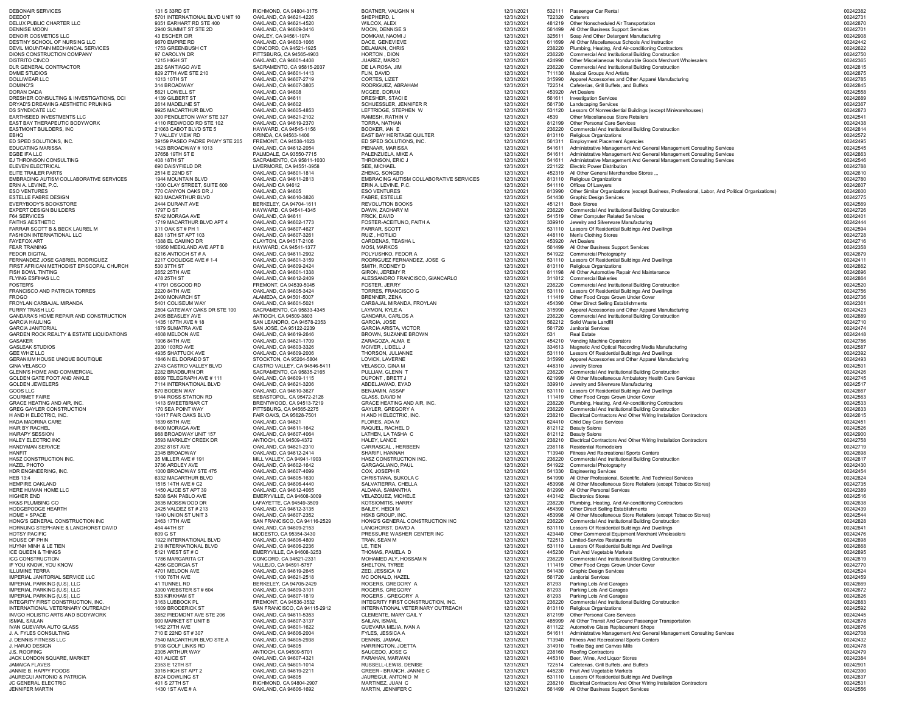| | | | | | | | |
|---|---|---|---|---|---|---|---|
| DEBONAIR SERVICES | 131 S 33RD ST | RICHMOND, CA 94804-3175 | BOATNER, VAUGHN N | 12/31/2021 | 532111 | Passenger Car Rental | 00242382 |
| DEEDOT | 5701 INTERNATIONAL BLVD UNIT 10 | OAKLAND, CA 94621-4226 | SHEPHERD, L | 12/31/2021 | 722320 | Caterers | 00242731 |
| DELUX PUBLIC CHARTER LLC | 9351 EARHART RD STE 400 | OAKLAND, CA 94621-4520 | WILCOX, ALEX | 12/31/2021 | 481219 | Other Nonscheduled Air Transportation | 00242870 |
| DENNISE MOON | 2940 SUMMIT ST STE 2D | OAKLAND, CA 94609-3416 | MOON, DENNISE S | 12/31/2021 | 561499 | All Other Business Support Services | 00242701 |
| DENOIR COSMETICS LLC | 43 ESCHER CIR | OAKLEY, CA 94561-1974 | DOMKAM, NAOMI J | 12/31/2021 | 325611 | Soap And Other Detergent Manufacturing | 00242908 |
| DESTINY SCHOOL OF NURSING LLC | 9670 EMPIRE RD | OAKLAND, CA 94603-1066 | DACE, GENEVIEVE | 12/31/2021 | 611699 | All Other Miscellaneous Schools And Instruction | 00242442 |
| DEVIL MOUNTAIN MECHANCAL SERVICES | 1753 GREENBUSH CT | CONCORD, CA 94521-1925 | DELAMAIN, CHRIS | 12/31/2021 | 238220 | Plumbing, Heating, And Air-conditioning Contractors | 00242622 |
| DIONS CONSTRUCTION COMPANY | 97 CAROLYN DR | PITTSBURG, CA 94565-4903 | HORTON , DION | 12/31/2021 | 236220 | Commercial And Institutional Building Construction | 00242750 |
| DISTRITO CINCO | 1215 HIGH ST | OAKLAND, CA 94601-4408 | JUAREZ, MARIO | 12/31/2021 | 424990 | Other Miscellaneous Nondurable Goods Merchant Wholesalers | 00242365 |
| DLR GENERAL CONTRACTOR | 282 SANTIAGO AVE | SACRAMENTO, CA 95815-2037 | DE LA ROSA, JIM | 12/31/2021 | 236220 | Commercial And Institutional Building Construction | 00242815 |
| DMME STUDIOS | 829 27TH AVE STE 210 | OAKLAND, CA 94601-1413 | FLIN, DAVID | 12/31/2021 | 711130 | Musical Groups And Artists | 00242875 |
| DOLLIWEAR LLC | 1013 10TH ST | OAKLAND, CA 94607-2719 | CORTES, LIZET | 12/31/2021 | 315990 | Apparel Accessories and Other Apparel Manufacturing | 00242785 |
| DOMINO'S | 314 BROADWAY | OAKLAND, CA 94607-3805 | RODRIGUEZ, ABRAHAM | 12/31/2021 | 722514 | Cafeterias, Grill Buffets, and Buffets | 00242845 |
| DORAN DADA | 5621 LOWELL ST | OAKLAND, CA 94608 | MCGEE, DORAN | 12/31/2021 | 453920 | Art Dealers | 00242558 |
| DRESHER CONSULTING & INVESTIGATIONS, DCI | 4139 GILBERT ST | OAKLAND, CA 94611 | DRESHER, STACI E | 12/31/2021 | 561611 | Investigation Services | 00242689 |
| DRYAD'S DREAMING AESTHETIC PRUNING | 2614 MADELINE ST | OAKLAND, CA 94602 | SCHUESSLER, JENNIFER R | 12/31/2021 | 561730 | Landscaping Services | 00242367 |
| DS SYNDICATE LLC | 9925 MACARTHUR BLVD | OAKLAND, CA 94605-4853 | LEFTRIDGE, STEPHEN W | 12/31/2021 | 531120 | Lessors Of Nonresidential Buildings (except Miniwarehouses) | 00242873 |
| EARTHSEED INVESTMENTS LLC | 300 PENDLETON WAY STE 327 | OAKLAND, CA 94621-2102 | RAMESH, RATHIN V | 12/31/2021 | 4539 | Other Miscellaneous Store Retailers | 00242541 |
| EAST BAY THERAPEUTIC BODYWORK | 4110 REDWOOD RD STE 102 | OAKLAND, CA 94619-2370 | TORRA, NATHAN | 12/31/2021 | 812199 | Other Personal Care Services | 00242438 |
| EASTMONT BUILDERS, INC | 21063 CABOT BLVD STE 5 | HAYWARD, CA 94545-1156 | BOOKER, IAN E | 12/31/2021 | 236220 | Commercial And Institutional Building Construction | 00242814 |
| EBHQ | 7 VALLEY VIEW RD | ORINDA, CA 94563-1408 | EAST BAY HERITAGE QUILTER | 12/31/2021 | 813110 | Religious Organizations | 00242572 |
| ED SPED SOLUTIONS, INC. | 39159 PASEO PADRE PKWY STE 205 | FREMONT, CA 94538-1623 | ED SPED SOLUTIONS, INC. | 12/31/2021 | 561311 | Employment Placement Agencies | 00242495 |
| EDUCATING MARISSA | 1423 BROADWAY # 1013 | OAKLAND, CA 94612-2054 | PIENAAR, MARISSA | 12/31/2021 | 541611 | Administrative Management And General Management Consulting Services | 00242545 |
| EGBE IFA LLC | 37658 19TH ST E | PALMDALE, CA 93550-7715 | PALENZUELA, MIKE A | 12/31/2021 | 541611 | Administrative Management And General Management Consulting Services | 00242863 |
| EJ THRONSON CONSULTING | 408 18TH ST | SACRAMENTO, CA 95811-1030 | THRONSON, ERIC J | 12/31/2021 | 541611 | Administrative Management And General Management Consulting Services | 00242546 |
| ELEVEN ELECTRICAL | 690 DAISYFIELD DR | LIVERMORE, CA 94551-3958 | SEE, MICHAEL | 12/31/2021 | 221122 | Electric Power Distribution | 00242788 |
| ELITE TRAILER PARTS | 2514 E 22ND ST | OAKLAND, CA 94601-1814 | ZHENG, SONGBO | 12/31/2021 | 452319 | All Other General Merchandise Stores ,,, | 00242610 |
| EMBRACING AUTISM COLLABORATIVE SERVICES | 1944 MOUNTAIN BLVD | OAKLAND, CA 94611-2813 | EMBRACING AUTISM COLLABORATIVE SERVICES | 12/31/2021 | 813110 | Religious Organizations | 00242780 |
| ERIN A. LEVINE, P.C. | 1300 CLAY STREET, SUITE 600 | OAKLAND CA 94612 | ERIN A. LEVINE, P.C. | 12/31/2021 | 541110 | Offices Of Lawyers | 00242607 |
| ESO VENTURES | 770 CANYON OAKS DR J | OAKLAND, CA 94605 | ESO VENTURES | 12/31/2021 | 813990 | Other Similar Organizations (except Business, Professional, Labor, And Political Organizations) | 00242600 |
| ESTELLE FABRE DESIGN | 923 MACARTHUR BLVD | OAKLAND, CA 94610-3826 | FABRE, ESTELLE | 12/31/2021 | 541430 | Graphic Design Services | 00242775 |
| EVERYBODY'S BOOKSTORE | 2444 DURANT AVE | BERKELEY, CA 94704-1611 | REVOLUTION BOOKS | 12/31/2021 | 451211 | Book Stores | 00242569 |
| EXPERT DESIGN BUILDERS | 1797 D ST | HAYWARD, CA 94541-4345 | DAWN, ZACHARY M | 12/31/2021 | 236220 | Commercial And Institutional Building Construction | 00242726 |
| F64 SERVICES | 5742 MORAGA AVE | OAKLAND, CA 94611 | FRICK, DAVID | 12/31/2021 | 541519 | Other Computer Related Services | 00242401 |
| FAITHS AESTHETIC | 1719 MACARTHUR BLVD APT 4 | OAKLAND, CA 94602-1773 | FOSTER-ACEITUNO, FAITH A | 12/31/2021 | 339910 | Jewelry and Silverware Manufacturing | 00242444 |
| FARRAR SCOTT B & BECK LAUREL M | 311 OAK ST # PH 1 | OAKLAND, CA 94607-4627 | FARRAR, SCOTT | 12/31/2021 | 531110 | Lessors Of Residential Buildings And Dwellings | 00242594 |
| FASHION INTERNATIONAL LLC | 828 13TH ST APT 103 | OAKLAND, CA 94607-3261 | RUIZ , HOTILIO | 12/31/2021 | 448110 | Men's Clothing Stores | 00242728 |
| FAYEFOX ART | 1388 EL CAMINO DR | CLAYTON, CA 94517-2106 | CARDENAS, TEASHA L | 12/31/2021 | 453920 | Art Dealers | 00242716 |
| FEAR TRAINING | 16950 MEEKLAND AVE APT B | HAYWARD, CA 94541-1377 | MOSI, MARKOS | 12/31/2021 | 561499 | All Other Business Support Services | 00242358 |
| FEDOR DIGITAL | 6216 ANTIOCH ST # A | OAKLAND, CA 94611-2902 | POLYUSHKO, FEDOR A | 12/31/2021 | 541922 | Commercial Photography | 00242679 |
| FERNANDEZ JOSE GABRIEL RODRIGUEZ | 2217 COOLIDGE AVE # 1-4 | OAKLAND, CA 94601-3159 | RODRIGUEZ FERNANDEZ, JOSE G | 12/31/2021 | 531110 | Lessors Of Residential Buildings And Dwellings | 00242411 |
| FIRST AFRICAN METHODIST EPISCOPAL CHURCH | 530 37TH ST | OAKLAND, CA 94609-2424 | SMITH, RODNEY D | 12/31/2021 | 813110 | Religious Organizations | 00242862 |
| FISH BOWL TINTING | 2652 25TH AVE | OAKLAND, CA 94601-1338 | GIRON, JEREMY R | 12/31/2021 | 811198 | All Other Automotive Repair And Maintenance | 00242896 |
| FLYING ESFIHAS LLC | 478 25TH ST | OAKLAND, CA 94612-2409 | ALESSANDRO FRANCISCO, GIANCARLO | 12/31/2021 | 311812 | Commercial Bakeries | 00242864 |
| FOSTER'S | 41791 OSGOOD RD | FREMONT, CA 94539-5045 | FOSTER, JERRY | 12/31/2021 | 236220 | Commercial And Institutional Building Construction | 00242520 |
| FRANCISCO AND PATRICIA TORRES | 2220 84TH AVE | OAKLAND, CA 94605-3424 | TORRES, FRANCISCO G | 12/31/2021 | 531110 | Lessors Of Residential Buildings And Dwellings | 00242756 |
| FROGO | 2400 MONARCH ST | ALAMEDA, CA 94501-5007 | BRENNER, ZENA | 12/31/2021 | 111419 | Other Food Crops Grown Under Cover | 00242736 |
| FROYLAN CARBAJAL MIRANDA | 5401 COLISEUM WAY | OAKLAND, CA 94601-5021 | CARBAJAL MIRANDA, FROYLAN | 12/31/2021 | 454390 | Other Direct Selling Establishments | 00242361 |
| FURRY TRASH LLC | 2804 GATEWAY OAKS DR STE 100 | SACRAMENTO, CA 95833-4345 | LAYMON, KYLE A | 12/31/2021 | 315990 | Apparel Accessories and Other Apparel Manufacturing | 00242423 |
| GANDARA'S HOME REPAIR AND CONSTRUCTION | 2405 BEASLEY AVE | ANTIOCH, CA 94509-3803 | GANDARA, CARLOS A | 12/31/2021 | 236220 | Commercial And Institutional Building Construction | 00242889 |
| GARCIA HAULING | 1435 167TH AVE # 18 | SAN LEANDRO, CA 94578-2353 | GARCIA, JOSE | 12/31/2021 | 562212 | Solid Waste Landfill | 00242710 |
| GARCIA JANITORIAL | 1879 SUMATRA AVE | SAN JOSE, CA 95122-2239 | GARCIA ARISTA, VICTOR | 12/31/2021 | 561720 | Janitorial Services | 00242474 |
| GARDEN ROCK REALTY & ESTATE LIQUIDATIONS | 4608 MELDON AVE | OAKLAND, CA 94619-2646 | BROWN, SUZANNE BROWN | 12/31/2021 | 531 | Real Estate | 00242448 |
| GASAKER | 1906 84TH AVE | OAKLAND, CA 94621-1709 | ZARAGOZA, ALMA E | 12/31/2021 | 454210 | Vending Machine Operators | 00242786 |
| GASLEAK STUDIOS | 2030 103RD AVE | OAKLAND, CA 94603-3326 | MCIVER , LIDELL J | 12/31/2021 | 334613 | Magnetic And Optical Recording Media Manufacturing | 00242587 |
| GEE WHIZ LLC | 4935 SHATTUCK AVE | OAKLAND, CA 94609-2006 | THORSON, JULIANNE | 12/31/2021 | 531110 | Lessors Of Residential Buildings And Dwellings | 00242392 |
| GERANIUM HOUSE UNIQUE BOUTIQUE | 1846 N EL DORADO ST | STOCKTON, CA 95204-5804 | LOVICK, LAVERNE | 12/31/2021 | 315990 | Apparel Accessories and Other Apparel Manufacturing | 00242493 |
| GINA VELASCO | 2743 CASTRO VALLEY BLVD | CASTRO VALLEY, CA 94546-5411 | VELASCO, GINA M | 12/31/2021 | 448310 | Jewelry Stores | 00242501 |
| GLENN'S HOME AND COMMERCIAL | 2282 BRADBURN DR | SACRAMENTO, CA 95835-2165 | PULLIAM, GLENN T | 12/31/2021 | 236220 | Commercial And Institutional Building Construction | 00242426 |
| GOLDEN GATE FOOT AND ANKLE | 6699 TELEGRAPH AVE # 111 | OAKLAND, CA 94609-1115 | DUPONT , BRETT J | 12/31/2021 | 621999 | All Other Miscellaneous Ambulatory Health Care Services | 00242745 |
| GOLDEN JEWELERS | 7114 INTERNATIONAL BLVD | OAKLAND, CA 94621-3206 | ABDELJAWAD, EYAD | 12/31/2021 | 339910 | Jewelry and Silverware Manufacturing | 00242517 |
| GOOS LLC | 570 BODEN WAY | OAKLAND, CA 94610-3627 | BENJAMIN, ASSAF | 12/31/2021 | 531110 | Lessors Of Residential Buildings And Dwellings | 00242667 |
| GOURMET FAIRE | 9144 ROSS STATION RD | SEBASTOPOL, CA 95472-2128 | GLASS, DAVID M | 12/31/2021 | 111419 | Other Food Crops Grown Under Cover | 00242563 |
| GRACE HEATING AND AIR, INC. | 1413 SWEETBRIAR CT | BRENTWOOD, CA 94513-7219 | GRACE HEATING AND AIR, INC. | 12/31/2021 | 238220 | Plumbing, Heating, And Air-conditioning Contractors | 00242533 |
| GREG GAYLER CONSTRUCTION | 170 SEA POINT WAY | PITTSBURG, CA 94565-2275 | GAYLER, GREGORY A | 12/31/2021 | 236220 | Commercial And Institutional Building Construction | 00242633 |
| H AND H ELECTRIC, INC. | 10417 FAIR OAKS BLVD | FAIR OAKS, CA 95628-7501 | H AND H ELECTRIC, INC. | 12/31/2021 | 238210 | Electrical Contractors And Other Wiring Installation Contractors | 00242615 |
| HADA MADRINA CARE | 1639 65TH AVE | OAKLAND, CA 94621 | FLORES, ADA M | 12/31/2021 | 624410 | Child Day Care Services | 00242451 |
| HAIR BY RACHEL | 6400 MORAGA AVE | OAKLAND, CA 94611-1642 | RAQUEL, RACHEL D | 12/31/2021 | 812112 | Beauty Salons | 00242526 |
| HAIRAPY SESSION | 988 BROADWAY UNIT 157 | OAKLAND, CA 94607-4064 | LATHEN, LA TASHA C | 12/31/2021 | 812112 | Beauty Salons | 00242900 |
| HALEY ELECTRIC INC | 3593 MARKLEY CREEK DR | ANTIOCH, CA 94509-4372 | HALEY, LANCE | 12/31/2021 | 238210 | Electrical Contractors And Other Wiring Installation Contractors | 00242758 |
| HANDYMAN SERVICE | 2052 81ST AVE | OAKLAND, CA 94621-2310 | CARRASCAL , HERBEEN | 12/31/2021 | 236118 | Residential Remodelers | 00242719 |
| HANFIT | 2345 BROADWAY | OAKLAND, CA 94612-2414 | SHARIFI, HANNAH | 12/31/2021 | 713940 | Fitness And Recreational Sports Centers | 00242698 |
| HASZ CONSTRUCTION INC. | 35 MILLER AVE # 191 | MILL VALLEY, CA 94941-1903 | HASZ CONSTRUCTION INC. | 12/31/2021 | 236220 | Commercial And Institutional Building Construction | 00242817 |
| HAZEL PHOTO | 3736 ARDLEY AVE | OAKLAND, CA 94602-1642 | GARGAGLIANO, PAUL | 12/31/2021 | 541922 | Commercial Photography | 00242430 |
| HDR ENGINEERING, INC. | 1000 BROADWAY STE 475 | OAKLAND, CA 94607-4099 | COX, JOSEPH R | 12/31/2021 | 541330 | Engineering Services | 00242454 |
| HEB 13:4 | 6332 MACARTHUR BLVD | OAKLAND, CA 94605-1630 | CHRISTIANA, BUKOLA C | 12/31/2021 | 541990 | All Other Professional, Scientific, And Technical Services | 00242824 |
| HEMPIRE OAKLAND | 1515 14TH AVE # C2 | OAKLAND, CA 94606-4440 | SALVATIERRA, CHELLA | 12/31/2021 | 453998 | All Other Miscellaneous Store Retailers (except Tobacco Stores) | 00242735 |
| HERE HUMAN HOME LLC | 1450 ALICE ST APT 39 | OAKLAND, CA 94612-4065 | ALDANA, SAMANTHA | 12/31/2021 | 812990 | All Other Personal Services | 00242389 |
| HIGHER END | 5208 SAN PABLO AVE | EMERYVILLE, CA 94608-3009 | VELAZQUEZ, MICHELE | 12/31/2021 | 443142 | Electronics Stores | 00242516 |
| HK&S PLUMBING CO | 3635 MOSSWOOD DR | LAFAYETTE, CA 94549-3509 | KOTSIOMITIS, HARRY | 12/31/2021 | 238220 | Plumbing, Heating, And Air-conditioning Contractors | 00242638 |
| HODGEPODGE HEARTH | 2425 VALDEZ ST # 213 | OAKLAND, CA 94612-3135 | BAILEY, HEIDI M | 12/31/2021 | 454390 | Other Direct Selling Establishments | 00242439 |
| HOME + SPACE | 1940 UNION ST UNIT 3 | OAKLAND, CA 94607-2352 | HSKB GROUP, INC. | 12/31/2021 | 453998 | All Other Miscellaneous Store Retailers (except Tobacco Stores) | 00242544 |
| HONG'S GENERAL CONSTRUCTION INC | 2463 17TH AVE | SAN FRANCISCO, CA 94116-2529 | HONG'S GENERAL CONSTRUCTION INC | 12/31/2021 | 236220 | Commercial And Institutional Building Construction | 00242828 |
| HORNUNG STEPHANIE & LANGHORST DAVID | 464 44TH ST | OAKLAND, CA 94609-2153 | LANGHORST, DAVID A | 12/31/2021 | 531110 | Lessors Of Residential Buildings And Dwellings | 00242841 |
| HOTSY PACIFIC | 609 G ST | MODESTO, CA 95354-3430 | PRESSURE WASHER CENTER INC | 12/31/2021 | 423440 | Other Commercial Equipment Merchant Wholesalers | 00242476 |
| HOUSE OF PHIN | 1922 INTERNATIONAL BLVD | OAKLAND, CA 94606-4809 | TRAN, SEAN M | 12/31/2021 | 722513 | Limited-Service Restaurants | 00242898 |
| HUYNH MINH & LE TIEN | 218 INTERNATIONAL BLVD | OAKLAND, CA 94606-2236 | LE, TIEN | 12/31/2021 | 531110 | Lessors Of Residential Buildings And Dwellings | 00242868 |
| ICE QUEEN & THINGS | 5121 WEST ST # C | EMERYVILLE, CA 94608-3253 | THOMAS, PAMELA D | 12/31/2021 | 445230 | Fruit And Vegetable Markets | 00242895 |
| ICG CONSTRUCTION | 1786 MARGARITA CT | CONCORD, CA 94521-2331 | MOHAMED ALY, HOSSAM N | 12/31/2021 | 236220 | Commercial And Institutional Building Construction | 00242819 |
| IF YOU KNOW, YOU KNOW | 4256 GEORGIA ST | VALLEJO, CA 94591-5757 | SHELTON, TYREE | 12/31/2021 | 111419 | Other Food Crops Grown Under Cover | 00242770 |
| ILLUMINE TERRA | 4701 MELDON AVE | OAKLAND, CA 94619-2645 | ZED, JESSICA M | 12/31/2021 | 541430 | Graphic Design Services | 00242524 |
| IMPERIAL JANITORIAL SERVICE LLC | 1100 76TH AVE | OAKLAND, CA 94621-2518 | MC DONALD, HAZEL | 12/31/2021 | 561720 | Janitorial Services | 00242459 |
| IMPERIAL PARKING (U.S), LLC | 41 TUNNEL RD | BERKELEY, CA 94705-2429 | ROGERS, GREGORY A | 12/31/2021 | 81293 | Parking Lots And Garages | 00242669 |
| IMPERIAL PARKING (U.S), LLC | 3300 WEBSTER ST # 604 | OAKLAND, CA 94609-3101 | ROGERS, GREGORY | 12/31/2021 | 81293 | Parking Lots And Garages | 00242672 |
| IMPERIAL PARKING (U.S), LLC | 533 KIRKHAM ST | OAKLAND, CA 94607-1819 | ROGERS , GREGORY A | 12/31/2021 | 81293 | Parking Lots And Garages | 00242826 |
| INTEGRITY FIRST CONSTRUCTION, INC. | 3163 LUBBOCK PL | FREMONT, CA 94536-3532 | INTEGRITY FIRST CONSTRUCTION, INC. | 12/31/2021 | 236220 | Commercial And Institutional Building Construction | 00242883 |
| INTERNATIONAL VETERINARY OUTREACH | 1609 BRODERICK ST | SAN FRANCISCO, CA 94115-2912 | INTERNATIONAL VETERINARY OUTREACH | 12/31/2021 | 813110 | Religious Organizations | 00242592 |
| INVGO HOLISTIC ARTS AND BODYWORK | 3852 PIEDMONT AVE STE 206 | OAKLAND, CA 94611-5353 | CLEMENTE, MARY GAIL Y | 12/31/2021 | 812199 | Other Personal Care Services | 00242445 |
| ISMAIL SAILAN | 900 MARKET ST UNIT B | OAKLAND, CA 94607-3137 | SAILAN, ISMAIL | 12/31/2021 | 485999 | All Other Transit And Ground Passenger Transportation | 00242878 |
| IVAN GUEVARA AUTO GLASS | 1452 27TH AVE | OAKLAND, CA 94601-1622 | GUEVARA MEJIA, IVAN A | 12/31/2021 | 811122 | Automotive Glass Replacement Shops | 00242676 |
| J. A. FYLES CONSULTING | 710 E 22ND ST # 307 | OAKLAND, CA 94606-2004 | FYLES, JESSICA A | 12/31/2021 | 541611 | Administrative Management And General Management Consulting Services | 00242708 |
| J. DENNIS FITNESS LLC | 7540 MACARTHUR BLVD STE A | OAKLAND, CA 94605-2938 | DENNIS, JAMAAL | 12/31/2021 | 713940 | Fitness And Recreational Sports Centers | 00242432 |
| J. HARJO DESIGN | 9108 GOLF LINKS RD | OAKLAND, CA 94605 | HARRINGTON, JOETTA | 12/31/2021 | 314910 | Textile Bag and Canvas Mills | 00242478 |
| J.S. ROOFING | 2305 ARTHUR WAY | ANTIOCH, CA 94509-5701 | SAUCEDO, JOSE G | 12/31/2021 | 238160 | Roofing Contractors | 00242479 |
| JACK LONDON SQUARE, MARKET | 401 ALICE ST | OAKLAND, CA 94607-4321 | FARAHAN, MARWAN | 12/31/2021 | 445310 | Beer, Wine, And Liquor Stores | 00242384 |
| JAMAICA FLAVES | 2353 E 12TH ST | OAKLAND, CA 94601-1014 | RUSSELL-LEWIS, DENISE | 12/31/2021 | 722514 | Cafeterias, Grill Buffets, and Buffets | 00242901 |
| JANNIE B. HAPPY FOODS | 3915 HIGH ST APT 2 | OAKLAND, CA 94619-2211 | GREER - BRANCH, JANNIE C | 12/31/2021 | 445230 | Fruit And Vegetable Markets | 00242390 |
| JAUREGUI ANTONIO & PATRICIA | 8724 DOWLING ST | OAKLAND, CA 94605 | JAUREGUI, ANTONIO M | 12/31/2021 | 531110 | Lessors Of Residential Buildings And Dwellings | 00242837 |
| JC GENERAL ELECTRIC | 401 S 27TH ST | RICHMOND, CA 94804-2907 | MARTINEZ, JUAN C | 12/31/2021 | 238210 | Electrical Contractors And Other Wiring Installation Contractors | 00242531 |
| JENNIFER MARTIN | 1430 1ST AVE # A | OAKLAND, CA 94606-1692 | MARTIN, JENNIFER C | 12/31/2021 | 561499 | All Other Business Support Services | 00242556 |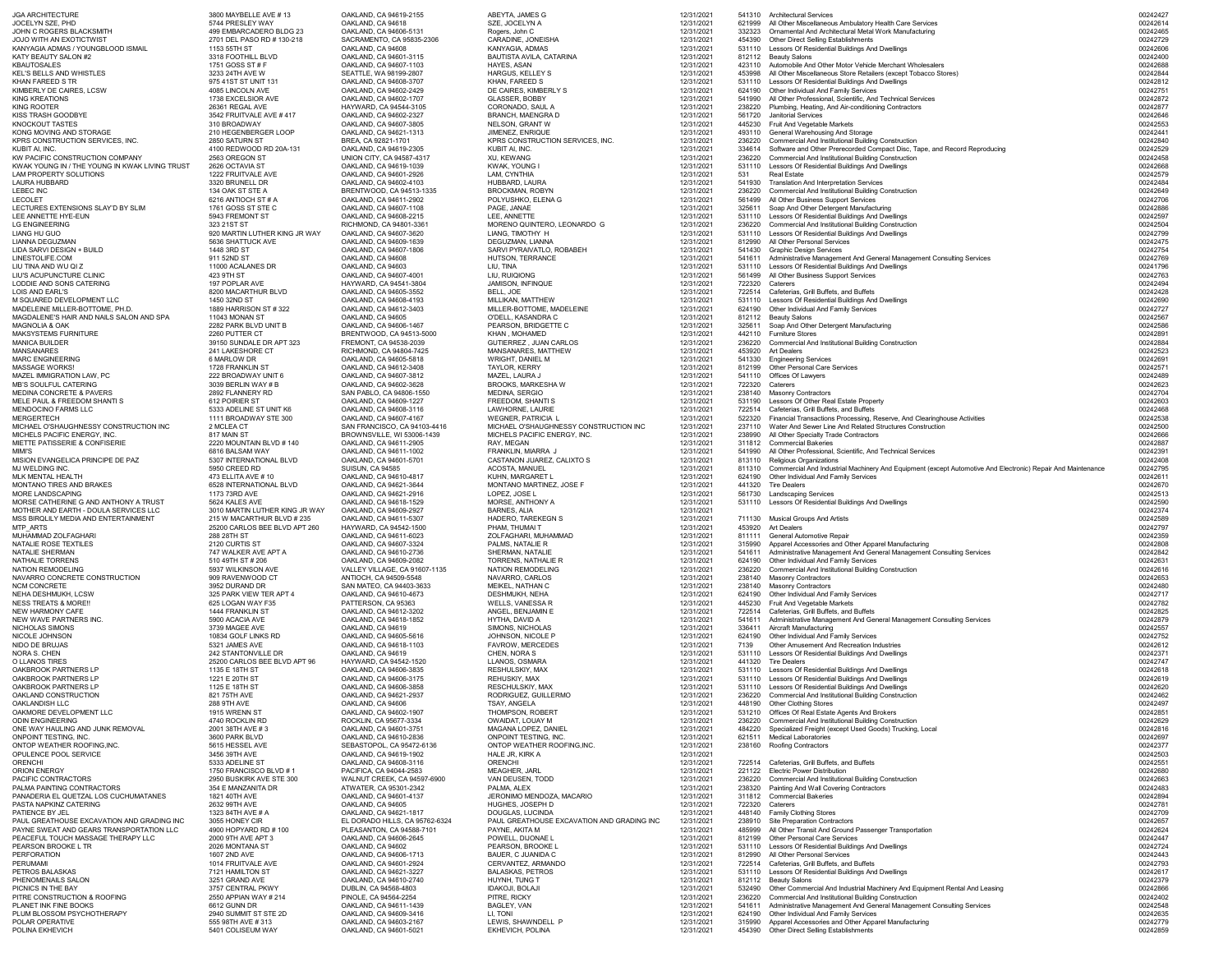| | | | | | | | |
|---|---|---|---|---|---|---|---|
| JGA ARCHITECTURE | 3800 MAYBELLE AVE # 13 | OAKLAND, CA 94619-2155 | ABEYTA, JAMES G | 12/31/2021 | 541310 | Architectural Services | 00242427 |
| JOCELYN SZE, PHD | 5744 PRESLEY WAY | OAKLAND, CA 94618 | SZE, JOCELYN A | 12/31/2021 | 621999 | All Other Miscellaneous Ambulatory Health Care Services | 00242614 |
| JOHN C ROGERS BLACKSMITH | 499 EMBARCADERO BLDG 23 | OAKLAND, CA 94606-5131 | Rogers, John C | 12/31/2021 | 332323 | Ornamental And Architectural Metal Work Manufacturing | 00242465 |
| JOJO WITH AN EXOTICTWIST | 2701 DEL PASO RD # 130-218 | SACRAMENTO, CA 95835-2306 | CARADINE, JONEISHA | 12/31/2021 | 454390 | Other Direct Selling Establishments | 00242729 |
| KANYAGIA ADMAS / YOUNGBLOOD ISMAIL | 1153 55TH ST | OAKLAND, CA 94608 | KANYAGIA, ADMAS | 12/31/2021 | 531110 | Lessors Of Residential Buildings And Dwellings | 00242606 |
| KATY BEAUTY SALON #2 | 3318 FOOTHILL BLVD | OAKLAND, CA 94601-3315 | BAUTISTA AVILA, CATARINA | 12/31/2021 | 812112 | Beauty Salons | 00242400 |
| KBAUTOSALES | 1751 GOSS ST # F | OAKLAND, CA 94607-1103 | HAYES, ASAN | 12/31/2021 | 423110 | Automobile And Other Motor Vehicle Merchant Wholesalers | 00242688 |
| KEL'S BELLS AND WHISTLES | 3233 24TH AVE W | SEATTLE, WA 98199-2807 | HARGUS, KELLEY S | 12/31/2021 | 453998 | All Other Miscellaneous Store Retailers (except Tobacco Stores) | 00242844 |
| KHAN FAREED S TR | 975 41ST ST UNIT 131 | OAKLAND, CA 94608-3707 | KHAN, FAREED S | 12/31/2021 | 531110 | Lessors Of Residential Buildings And Dwellings | 00242812 |
| KIMBERLY DE CAIRES, LCSW | 4085 LINCOLN AVE | OAKLAND, CA 94602-2429 | DE CAIRES, KIMBERLY S | 12/31/2021 | 624190 | Other Individual And Family Services | 00242751 |
| KING KREATIONS | 1738 EXCELSIOR AVE | OAKLAND, CA 94602-1707 | GLASSER, BOBBY | 12/31/2021 | 541990 | All Other Professional, Scientific, And Technical Services | 00242872 |
| KING ROOTER | 26361 REGAL AVE | HAYWARD, CA 94544-3105 | CORONADO, SAUL A | 12/31/2021 | 238220 | Plumbing, Heating, And Air-conditioning Contractors | 00242877 |
| KISS TRASH GOODBYE | 3542 FRUITVALE AVE # 417 | OAKLAND, CA 94602-2327 | BRANCH, MAENGRA D | 12/31/2021 | 561720 | Janitorial Services | 00242646 |
| KNOCKOUT TASTES | 310 BROADWAY | OAKLAND, CA 94607-3805 | NELSON, GRANT W | 12/31/2021 | 445230 | Fruit And Vegetable Markets | 00242553 |
| KONG MOVING AND STORAGE | 210 HEGENBERGER LOOP | OAKLAND, CA 94621-1313 | JIMENEZ, ENRIQUE | 12/31/2021 | 493110 | General Warehousing And Storage | 00242441 |
| KPRS CONSTRUCTION SERVICES, INC. | 2850 SATURN ST | BREA, CA 92821-1701 | KPRS CONSTRUCTION SERVICES, INC. | 12/31/2021 | 236220 | Commercial And Institutional Building Construction | 00242840 |
| KUBIT AI, INC. | 4100 REDWOOD RD 20A-131 | OAKLAND, CA 94619-2305 | KUBIT AI, INC. | 12/31/2021 | 334614 | Software and Other Prerecorded Compact Disc, Tape, and Record Reproducing | 00242529 |
| KW PACIFIC CONSTRUCTION COMPANY | 2563 OREGON ST | UNION CITY, CA 94587-4317 | XU, KEWANG | 12/31/2021 | 236220 | Commercial And Institutional Building Construction | 00242458 |
| KWAK YOUNG IN / THE YOUNG IN KWAK LIVING TRUST | 2626 OCTAVIA ST | OAKLAND, CA 94619-1039 | KWAK, YOUNG I | 12/31/2021 | 531110 | Lessors Of Residential Buildings And Dwellings | 00242668 |
| LAM PROPERTY SOLUTIONS | 1222 FRUITVALE AVE | OAKLAND, CA 94601-2926 | LAM, CYNTHIA | 12/31/2021 | 531 | Real Estate | 00242579 |
| LAURA HUBBARD | 3320 BRUNELL DR | OAKLAND, CA 94602-4103 | HUBBARD, LAURA | 12/31/2021 | 541930 | Translation And Interpretation Services | 00242484 |
| LEBEC INC | 134 OAK ST STE A | BRENTWOOD, CA 94513-1335 | BROCKMAN, ROBYN | 12/31/2021 | 236220 | Commercial And Institutional Building Construction | 00242649 |
| LECOLET | 6216 ANTIOCH ST # A | OAKLAND, CA 94611-2902 | POLYUSHKO, ELENA G | 12/31/2021 | 561499 | All Other Business Support Services | 00242706 |
| LECTURES EXTENSIONS SLAY'D BY SLIM | 1761 GOSS ST STE C | OAKLAND, CA 94607-1108 | PAGE, JANAE | 12/31/2021 | 325611 | Soap And Other Detergent Manufacturing | 00242886 |
| LEE ANNETTE HYE-EUN | 5943 FREMONT ST | OAKLAND, CA 94608-2215 | LEE, ANNETTE | 12/31/2021 | 531110 | Lessors Of Residential Buildings And Dwellings | 00242597 |
| LG ENGINEERING | 323 21ST ST | RICHMOND, CA 94801-3361 | MORENO QUINTERO, LEONARDO G | 12/31/2021 | 236220 | Commercial And Institutional Building Construction | 00242504 |
| LIANG HU GUO | 920 MARTIN LUTHER KING JR WAY | OAKLAND, CA 94607-3620 | LIANG, TIMOTHY H | 12/31/2021 | 531110 | Lessors Of Residential Buildings And Dwellings | 00242799 |
| LIANNA DEGUZMAN | 5636 SHATTUCK AVE | OAKLAND, CA 94609-1639 | DEGUZMAN, LIANNA | 12/31/2021 | 812990 | All Other Personal Services | 00242475 |
| LIDA SARVI DESIGN + BUILD | 1448 3RD ST | OAKLAND, CA 94607-1806 | SARVI PYRAIVATLO, ROBABEH | 12/31/2021 | 541430 | Graphic Design Services | 00242754 |
| LINESTOLIFE.COM | 911 52ND ST | OAKLAND, CA 94608 | HUTSON, TERRANCE | 12/31/2021 | 541611 | Administrative Management And General Management Consulting Services | 00242769 |
| LIU TINA AND WU QI Z | 11000 ACALANES DR | OAKLAND, CA 94603 | LIU, TINA | 12/31/2021 | 531110 | Lessors Of Residential Buildings And Dwellings | 00241796 |
| LIU'S ACUPUNCTURE CLINIC | 423 9TH ST | OAKLAND, CA 94607-4001 | LIU, RUIQIONG | 12/31/2021 | 561499 | All Other Business Support Services | 00242763 |
| LODDIE AND SONS CATERING | 197 POPLAR AVE | HAYWARD, CA 94541-3804 | JAMISON, INFINQUE | 12/31/2021 | 722320 | Caterers | 00242494 |
| LOIS AND EARL'S | 8200 MACARTHUR BLVD | OAKLAND, CA 94605-3552 | BELL, JOE | 12/31/2021 | 722514 | Cafeterias, Grill Buffets, and Buffets | 00242428 |
| M SQUARED DEVELOPMENT LLC | 1450 32ND ST | OAKLAND, CA 94608-4193 | MILLIKAN, MATTHEW | 12/31/2021 | 531110 | Lessors Of Residential Buildings And Dwellings | 00242690 |
| MADELEINE MILLER-BOTTOME, PH.D. | 1889 HARRISON ST # 322 | OAKLAND, CA 94612-3403 | MILLER-BOTTOME, MADELEINE | 12/31/2021 | 624190 | Other Individual And Family Services | 00242727 |
| MAGDALENE'S HAIR AND NAILS SALON AND SPA | 11043 MONAN ST | OAKLAND, CA 94605 | O'DELL, KASANDRA C | 12/31/2021 | 812112 | Beauty Salons | 00242567 |
| MAGNOLIA & OAK | 2282 PARK BLVD UNIT B | OAKLAND, CA 94606-1467 | PEARSON, BRIDGETTE C | 12/31/2021 | 325611 | Soap And Other Detergent Manufacturing | 00242586 |
| MAKSYSTEMS FURNITURE | 2260 PUTTER CT | BRENTWOOD, CA 94513-5000 | KHAN , MOHAMED | 12/31/2021 | 442110 | Furniture Stores | 00242891 |
| MANICA BUILDER | 39150 SUNDALE DR APT 323 | FREMONT, CA 94538-2039 | GUTIERREZ , JUAN CARLOS | 12/31/2021 | 236220 | Commercial And Institutional Building Construction | 00242884 |
| MANSANARES | 241 LAKESHORE CT | RICHMOND, CA 94804-7425 | MANSANARES, MATTHEW | 12/31/2021 | 453920 | Art Dealers | 00242523 |
| MARC ENGINEERING | 6 MARLOW DR | OAKLAND, CA 94605-5818 | WRIGHT, DANIEL M | 12/31/2021 | 541330 | Engineering Services | 00242691 |
| MASSAGE WORKS! | 1728 FRANKLIN ST | OAKLAND, CA 94612-3408 | TAYLOR, KERRY | 12/31/2021 | 812199 | Other Personal Care Services | 00242571 |
| MAZEL IMMIGRATION LAW, PC | 222 BROADWAY UNIT 6 | OAKLAND, CA 94607-3812 | MAZEL, LAURA J | 12/31/2021 | 541110 | Offices Of Lawyers | 00242489 |
| MB'S SOULFUL CATERING | 3039 BERLIN WAY # B | OAKLAND, CA 94602-3628 | BROOKS, MARKESHA W | 12/31/2021 | 722320 | Caterers | 00242623 |
| MEDINA CONCRETE & PAVERS | 2892 FLANNERY RD | SAN PABLO, CA 94806-1550 | MEDINA, SERGIO | 12/31/2021 | 238140 | Masonry Contractors | 00242704 |
| MELE PAUL & FREEDOM SHANTI S | 612 POIRIER ST | OAKLAND, CA 94609-1227 | FREEDOM, SHANTI S | 12/31/2021 | 531190 | Lessors Of Other Real Estate Property | 00242603 |
| MENDOCINO FARMS LLC | 5333 ADELINE ST UNIT K6 | OAKLAND, CA 94608-3116 | LAWHORNE, LAURIE | 12/31/2021 | 722514 | Cafeterias, Grill Buffets, and Buffets | 00242468 |
| MERGERTECH | 1111 BROADWAY STE 300 | OAKLAND, CA 94607-4167 | WEGNER, PATRICIA L | 12/31/2021 | 522320 | Financial Transactions Processing, Reserve, And Clearinghouse Activities | 00242538 |
| MICHAEL O'SHAUGHNESSY CONSTRUCTION INC | 2 MCLEA CT | SAN FRANCISCO, CA 94103-4416 | MICHAEL O'SHAUGHNESSY CONSTRUCTION INC | 12/31/2021 | 237110 | Water And Sewer Line And Related Structures Construction | 00242500 |
| MICHELS PACIFIC ENERGY, INC. | 817 MAIN ST | BROWNSVILLE, WI 53006-1439 | MICHELS PACIFIC ENERGY, INC. | 12/31/2021 | 238990 | All Other Specialty Trade Contractors | 00242666 |
| MIETTE PATISSERIE & CONFISERIE | 2220 MOUNTAIN BLVD # 140 | OAKLAND, CA 94611-2905 | RAY, MEGAN | 12/31/2021 | 311812 | Commercial Bakeries | 00242887 |
| MIMI'S | 6816 BALSAM WAY | OAKLAND, CA 94611-1002 | FRANKLIN, MIARRA J | 12/31/2021 | 541990 | All Other Professional, Scientific, And Technical Services | 00242391 |
| MISION EVANGELICA PRINCIPE DE PAZ | 5307 INTERNATIONAL BLVD | OAKLAND, CA 94601-5701 | CASTANON JUAREZ, CALIXTO S | 12/31/2021 | 813110 | Religious Organizations | 00242408 |
| MJ WELDING INC. | 5950 CREED RD | SUISUN, CA 94585 | ACOSTA, MANUEL | 12/31/2021 | 811310 | Commercial And Industrial Machinery And Equipment (except Automotive And Electronic) Repair And Maintenance | 00242795 |
| MLK MENTAL HEALTH | 473 ELLITA AVE # 10 | OAKLAND, CA 94610-4817 | KUHN, MARGARET L | 12/31/2021 | 624190 | Other Individual And Family Services | 00242611 |
| MONTANO TIRES AND BRAKES | 6528 INTERNATIONAL BLVD | OAKLAND, CA 94621-3644 | MONTANO MARTINEZ, JOSE F | 12/31/2021 | 441320 | Tire Dealers | 00242670 |
| MORE LANDSCAPING | 1173 73RD AVE | OAKLAND, CA 94621-2916 | LOPEZ, JOSE L | 12/31/2021 | 561730 | Landscaping Services | 00242513 |
| MORSE CATHERINE G AND ANTHONY A TRUST | 5624 KALES AVE | OAKLAND, CA 94618-1529 | MORSE, ANTHONY A | 12/31/2021 | 531110 | Lessors Of Residential Buildings And Dwellings | 00242590 |
| MOTHER AND EARTH - DOULA SERVICES LLC | 3010 MARTIN LUTHER KING JR WAY | OAKLAND, CA 94609-2927 | BARNES, ALIA | 12/31/2021 | | | 00242374 |
| MSS BIRQLILY MEDIA AND ENTERTAINMENT | 215 W MACARTHUR BLVD # 235 | OAKLAND, CA 94611-5307 | HADERO, TAREKEGN S | 12/31/2021 | 711130 | Musical Groups And Artists | 00242589 |
| MTP_ARTS | 25200 CARLOS BEE BLVD APT 260 | HAYWARD, CA 94542-1500 | PHAM, THUMAI T | 12/31/2021 | 453920 | Art Dealers | 00242797 |
| MUHAMMAD ZOLFAGHARI | 288 28TH ST | OAKLAND, CA 94611-6023 | ZOLFAGHARI, MUHAMMAD | 12/31/2021 | 811111 | General Automotive Repair | 00242359 |
| NATALIE ROSE TEXTILES | 2120 CURTIS ST | OAKLAND, CA 94607-3324 | PALMS, NATALIE R | 12/31/2021 | 315990 | Apparel Accessories and Other Apparel Manufacturing | 00242808 |
| NATALIE SHERMAN | 747 WALKER AVE APT A | OAKLAND, CA 94610-2736 | SHERMAN, NATALIE | 12/31/2021 | 541611 | Administrative Management And General Management Consulting Services | 00242842 |
| NATHALIE TORRENS | 510 49TH ST # 206 | OAKLAND, CA 94609-2082 | TORRENS, NATHALIE R | 12/31/2021 | 624190 | Other Individual And Family Services | 00242631 |
| NATION REMODELING | 5937 WILKINSON AVE | VALLEY VILLAGE, CA 91607-1135 | NATION REMODELING | 12/31/2021 | 236220 | Commercial And Institutional Building Construction | 00242616 |
| NAVARRO CONCRETE CONSTRUCTION | 909 RAVENWOOD CT | ANTIOCH, CA 94509-5548 | NAVARRO, CARLOS | 12/31/2021 | 238140 | Masonry Contractors | 00242653 |
| NCM CONCRETE | 3952 DURAND DR | SAN MATEO, CA 94403-3633 | MEIKEL, NATHAN C | 12/31/2021 | 238140 | Masonry Contractors | 00242480 |
| NEHA DESHMUKH, LCSW | 325 PARK VIEW TER APT 4 | OAKLAND, CA 94610-4673 | DESHMUKH, NEHA | 12/31/2021 | 624190 | Other Individual And Family Services | 00242717 |
| NESS TREATS & MORE!! | 625 LOGAN WAY F35 | PATTERSON, CA 95363 | WELLS, VANESSA R | 12/31/2021 | 445230 | Fruit And Vegetable Markets | 00242782 |
| NEW HARMONY CAFE | 1444 FRANKLIN ST | OAKLAND, CA 94612-3202 | ANGEL, BENJAMIN E | 12/31/2021 | 722514 | Cafeterias, Grill Buffets, and Buffets | 00242825 |
| NEW WAVE PARTNERS INC. | 5900 ACACIA AVE | OAKLAND, CA 94618-1852 | HYTHA, DAVID A | 12/31/2021 | 541611 | Administrative Management And General Management Consulting Services | 00242879 |
| NICHOLAS SIMONS | 3739 MAGEE AVE | OAKLAND, CA 94619 | SIMONS, NICHOLAS | 12/31/2021 | 336411 | Aircraft Manufacturing | 00242557 |
| NICOLE JOHNSON | 10834 GOLF LINKS RD | OAKLAND, CA 94605-5616 | JOHNSON, NICOLE P | 12/31/2021 | 624190 | Other Individual And Family Services | 00242752 |
| NIDO DE BRUJAS | 5321 JAMES AVE | OAKLAND, CA 94618-1103 | FAVROW, MERCEDES | 12/31/2021 | 7139 | Other Amusement And Recreation Industries | 00242612 |
| NORA S. CHEN | 242 STANTONVILLE DR | OAKLAND, CA 94619 | CHEN, NORA S | 12/31/2021 | 531110 | Lessors Of Residential Buildings And Dwellings | 00242371 |
| O LLANOS TIRES | 25200 CARLOS BEE BLVD APT 96 | HAYWARD, CA 94542-1520 | LLANOS, OSMARA | 12/31/2021 | 441320 | Tire Dealers | 00242747 |
| OAKBROOK PARTNERS LP | 1135 E 18TH ST | OAKLAND, CA 94606-3835 | RESHULSKIY, MAX | 12/31/2021 | 531110 | Lessors Of Residential Buildings And Dwellings | 00242618 |
| OAKBROOK PARTNERS LP | 1221 E 20TH ST | OAKLAND, CA 94606-3175 | REHUSKIY, MAX | 12/31/2021 | 531110 | Lessors Of Residential Buildings And Dwellings | 00242619 |
| OAKBROOK PARTNERS LP | 1125 E 18TH ST | OAKLAND, CA 94606-3858 | RESCHULSKIY, MAX | 12/31/2021 | 531110 | Lessors Of Residential Buildings And Dwellings | 00242620 |
| OAKLAND CONSTRUCTION | 821 75TH AVE | OAKLAND, CA 94621-2937 | RODRIGUEZ, GUILLERMO | 12/31/2021 | 236220 | Commercial And Institutional Building Construction | 00242462 |
| OAKLANDISH LLC | 288 9TH AVE | OAKLAND, CA 94606 | TSAY, ANGELA | 12/31/2021 | 448190 | Other Clothing Stores | 00242497 |
| OAKMORE DEVELOPMENT LLC | 1915 WRENN ST | OAKLAND, CA 94602-1907 | THOMPSON, ROBERT | 12/31/2021 | 531210 | Offices Of Real Estate Agents And Brokers | 00242851 |
| ODIN ENGINEERING | 4740 ROCKLIN RD | ROCKLIN, CA 95677-3334 | OWAIDAT, LOUAY M | 12/31/2021 | 236220 | Commercial And Institutional Building Construction | 00242629 |
| ONE WAY HAULING AND JUNK REMOVAL | 2001 38TH AVE # 3 | OAKLAND, CA 94601-3751 | MAGANA LOPEZ, DANIEL | 12/31/2021 | 484220 | Specialized Freight (except Used Goods) Trucking, Local | 00242816 |
| ONPOINT TESTING, INC. | 3600 PARK BLVD | OAKLAND, CA 94610-2836 | ONPOINT TESTING, INC. | 12/31/2021 | 621511 | Medical Laboratories | 00242697 |
| ONTOP WEATHER ROOFING,INC. | 5615 HESSEL AVE | SEBASTOPOL, CA 95472-6136 | ONTOP WEATHER ROOFING,INC. | 12/31/2021 | 238160 | Roofing Contractors | 00242377 |
| OPULENCE POOL SERVICE | 3456 39TH AVE | OAKLAND, CA 94619-1902 | HALE JR, KIRK A | 12/31/2021 | | | 00242503 |
| ORENCHI | 5333 ADELINE ST | OAKLAND, CA 94608-3116 | ORENCHI | 12/31/2021 | 722514 | Cafeterias, Grill Buffets, and Buffets | 00242551 |
| ORION ENERGY | 1750 FRANCISCO BLVD # 1 | PACIFICA, CA 94044-2583 | MEAGHER, JARL | 12/31/2021 | 221122 | Electric Power Distribution | 00242680 |
| PACIFIC CONTRACTORS | 2950 BUSKIRK AVE STE 300 | WALNUT CREEK, CA 94597-6900 | VAN DEUSEN, TODD | 12/31/2021 | 236220 | Commercial And Institutional Building Construction | 00242663 |
| PALMA PAINTING CONTRACTORS | 354 E MANZANITA DR | ATWATER, CA 95301-2342 | PALMA, ALEX | 12/31/2021 | 238320 | Painting And Wall Covering Contractors | 00242483 |
| PANADERIA EL QUETZAL LOS CUCHUMATANES | 1821 40TH AVE | OAKLAND, CA 94601-4137 | JERONIMO MENDOZA, MACARIO | 12/31/2021 | 311812 | Commercial Bakeries | 00242894 |
| PASTA NAPKINZ CATERING | 2632 99TH AVE | OAKLAND, CA 94605 | HUGHES, JOSEPH D | 12/31/2021 | 722320 | Caterers | 00242781 |
| PATIENCE BY JEL | 1323 84TH AVE # A | OAKLAND, CA 94621-1817 | DOUGLAS, LUCINDA | 12/31/2021 | 448140 | Family Clothing Stores | 00242709 |
| PAUL GREATHOUSE EXCAVATION AND GRADING INC | 3055 HONEY CIR | EL DORADO HILLS, CA 95762-6324 | PAUL GREATHOUSE EXCAVATION AND GRADING INC | 12/31/2021 | 238910 | Site Preparation Contractors | 00242657 |
| PAYNE SWEAT AND GEARS TRANSPORTATION LLC | 4900 HOPYARD RD # 100 | PLEASANTON, CA 94588-7101 | PAYNE, AKITA M | 12/31/2021 | 485999 | All Other Transit And Ground Passenger Transportation | 00242624 |
| PEACEFUL TOUCH MASSAGE THERAPY LLC | 2000 9TH AVE APT 3 | OAKLAND, CA 94606-2645 | POWELL, DIJONAE L | 12/31/2021 | 812199 | Other Personal Care Services | 00242447 |
| PEARSON BROOKE L TR | 2026 MONTANA ST | OAKLAND, CA 94602 | PEARSON, BROOKE L | 12/31/2021 | 531110 | Lessors Of Residential Buildings And Dwellings | 00242724 |
| PERFORATION | 1607 2ND AVE | OAKLAND, CA 94606-1713 | BAUER, C JUANIDA C | 12/31/2021 | 812990 | All Other Personal Services | 00242443 |
| PERUMAMI | 1014 FRUITVALE AVE | OAKLAND, CA 94601-2924 | CERVANTEZ, ARMANDO | 12/31/2021 | 722514 | Cafeterias, Grill Buffets, and Buffets | 00242793 |
| PETROS BALASKAS | 7121 HAMILTON ST | OAKLAND, CA 94621-3227 | BALASKAS, PETROS | 12/31/2021 | 531110 | Lessors Of Residential Buildings And Dwellings | 00242617 |
| PHENOMENAILS SALON | 3251 GRAND AVE | OAKLAND, CA 94610-2740 | HUYNH, TUNG T | 12/31/2021 | 812112 | Beauty Salons | 00242379 |
| PICNICS IN THE BAY | 3757 CENTRAL PKWY | DUBLIN, CA 94568-4803 | IDAKOJI, BOLAJI | 12/31/2021 | 532490 | Other Commercial And Industrial Machinery And Equipment Rental And Leasing | 00242866 |
| PITRE CONSTRUCTION & ROOFING | 2550 APPIAN WAY # 214 | PINOLE, CA 94564-2254 | PITRE, RICKY | 12/31/2021 | 236220 | Commercial And Institutional Building Construction | 00242402 |
| PLANET INK FINE BOOKS | 6612 GUNN DR | OAKLAND, CA 94611-1439 | BAGLEY, VAN | 12/31/2021 | 541611 | Administrative Management And General Management Consulting Services | 00242548 |
| PLUM BLOSSOM PSYCHOTHERAPY | 2940 SUMMIT ST STE 2D | OAKLAND, CA 94609-3416 | LI, TONI | 12/31/2021 | 624190 | Other Individual And Family Services | 00242635 |
| POLAR OPERATIVE | 555 98TH AVE # 313 | OAKLAND, CA 94603-2167 | LEWIS, SHAWNDELL P | 12/31/2021 | 315990 | Apparel Accessories and Other Apparel Manufacturing | 00242779 |
| POLINA EKHEVICH | 5401 COLISEUM WAY | OAKLAND, CA 94601-5021 | EKHEVICH, POLINA | 12/31/2021 | 454390 | Other Direct Selling Establishments | 00242859 |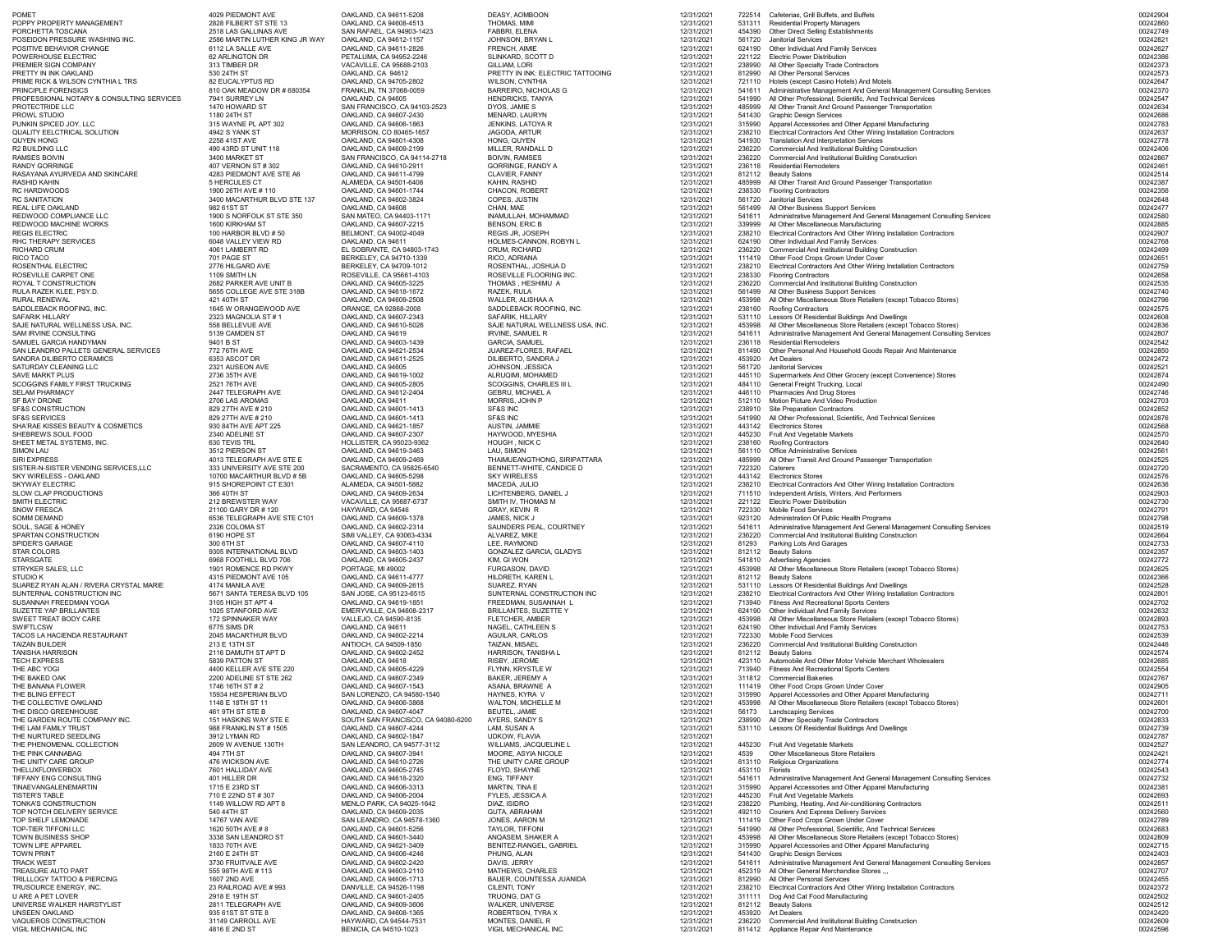| | | | | | | | |
|---|---|---|---|---|---|---|---|
| POMET | 4029 PIEDMONT AVE | OAKLAND, CA 94611-5208 | DEASY, AOMBOON | 12/31/2021 | 722514 | Cafeterias, Grill Buffets, and Buffets | 00242904 |
| POPPY PROPERTY MANAGEMENT | 2828 FILBERT ST STE 13 | OAKLAND, CA 94608-4513 | THOMAS, MIMI | 12/31/2021 | 531311 | Residential Property Managers | 00242860 |
| PORCHETTA TOSCANA | 2518 LAS GALLINAS AVE | SAN RAFAEL, CA 94903-1423 | FABBRI, ELENA | 12/31/2021 | 454390 | Other Direct Selling Establishments | 00242749 |
| POSEIDON PRESSURE WASHING INC. | 2586 MARTIN LUTHER KING JR WAY | OAKLAND, CA 94612-1157 | JOHNSON, BRYAN L | 12/31/2021 | 561720 | Janitorial Services | 00242821 |
| POSITIVE BEHAVIOR CHANGE | 6112 LA SALLE AVE | OAKLAND, CA 94611-2826 | FRENCH, AIMIE | 12/31/2021 | 624190 | Other Individual And Family Services | 00242627 |
| POWERHOUSE ELECTRIC | 62 ARLINGTON DR | PETALUMA, CA 94952-2246 | SLINKARD, SCOTT D | 12/31/2021 | 221122 | Electric Power Distribution | 00242386 |
| PREMIER SIGN COMPANY | 313 TIMBER DR | VACAVILLE, CA 95688-2103 | GILLIAM, LORI | 12/31/2021 | 238990 | All Other Specialty Trade Contractors | 00242373 |
| PRETTY IN INK OAKLAND | 530 24TH ST | OAKLAND, CA 94612 | PRETTY IN INK: ELECTRIC TATTOOING | 12/31/2021 | 812990 | All Other Personal Services | 00242573 |
| PRIME RICK & WILSON CYNTHIA L TRS | 82 EUCALYPTUS RD | OAKLAND, CA 94705-2802 | WILSON, CYNTHIA | 12/31/2021 | 721110 | Hotels (except Casino Hotels) And Motels | 00242647 |
| PRINCIPLE FORENSICS | 810 OAK MEADOW DR # 680354 | FRANKLIN, TN 37068-0059 | BARREIRO, NICHOLAS G | 12/31/2021 | 541611 | Administrative Management And General Management Consulting Services | 00242370 |
| PROFESSIONAL NOTARY & CONSULTING SERVICES | 7941 SURREY LN | OAKLAND, CA 94605 | HENDRICKS, TANYA | 12/31/2021 | 541990 | All Other Professional, Scientific, And Technical Services | 00242547 |
| PROTECTRIDE LLC | 1470 HOWARD ST | SAN FRANCISCO, CA 94103-2523 | DYOS, JAMIE S | 12/31/2021 | 485999 | All Other Transit And Ground Passenger Transportation | 00242634 |
| PROWL STUDIO | 1180 24TH ST | OAKLAND, CA 94607-2430 | MENARD, LAURYN | 12/31/2021 | 541430 | Graphic Design Services | 00242686 |
| PUNKIN SPICED JOY, LLC | 315 WAYNE PL APT 302 | OAKLAND, CA 94606-1863 | JENKINS, LATOYA R | 12/31/2021 | 315990 | Apparel Accessories and Other Apparel Manufacturing | 00242783 |
| QUALITY EELCTRICAL SOLUTION | 4942 S YANK ST | MORRISON, CO 80465-1657 | JAGODA, ARTUR | 12/31/2021 | 238210 | Electrical Contractors And Other Wiring Installation Contractors | 00242637 |
| QUYEN HONG | 2258 41ST AVE | OAKLAND, CA 94601-4308 | HONG, QUYEN | 12/31/2021 | 541930 | Translation And Interpretation Services | 00242778 |
| R2 BUILDING LLC | 490 43RD ST UNIT 118 | OAKLAND, CA 94609-2199 | MILLER, RANDALL D | 12/31/2021 | 236220 | Commercial And Institutional Building Construction | 00242406 |
| RAMSES BOIVIN | 3400 MARKET ST | SAN FRANCISCO, CA 94114-2718 | BOIVIN, RAMSES | 12/31/2021 | 236220 | Commercial And Institutional Building Construction | 00242867 |
| RANDY GORRINGE | 407 VERNON ST # 302 | OAKLAND, CA 94610-2911 | GORRINGE, RANDY A | 12/31/2021 | 236118 | Residential Remodelers | 00242461 |
| RASAYANA AYURVEDA AND SKINCARE | 4283 PIEDMONT AVE STE A6 | OAKLAND, CA 94611-4799 | CLAVIER, FANNY | 12/31/2021 | 812112 | Beauty Salons | 00242514 |
| RASHID KAHIN | 5 HERCULES CT | ALAMEDA, CA 94501-6408 | KAHIN, RASHID | 12/31/2021 | 485999 | All Other Transit And Ground Passenger Transportation | 00242387 |
| RC HARDWOODS | 1900 26TH AVE # 110 | OAKLAND, CA 94601-1744 | CHACON, ROBERT | 12/31/2021 | 238330 | Flooring Contractors | 00242356 |
| RC SANITATION | 3400 MACARTHUR BLVD STE 137 | OAKLAND, CA 94602-3824 | COPES, JUSTIN | 12/31/2021 | 561720 | Janitorial Services | 00242648 |
| REAL LIFE OAKLAND | 982 61ST ST | OAKLAND, CA 94608 | CHAN, MAE | 12/31/2021 | 561499 | All Other Business Support Services | 00242477 |
| REDWOOD COMPLIANCE LLC | 1900 S NORFOLK ST STE 350 | SAN MATEO, CA 94403-1171 | INAMULLAH, MOHAMMAD | 12/31/2021 | 541611 | Administrative Management And General Management Consulting Services | 00242580 |
| REDWOOD MACHINE WORKS | 1600 KIRKHAM ST | OAKLAND, CA 94607-2215 | BENSON, ERIC B | 12/31/2021 | 339999 | All Other Miscellaneous Manufacturing | 00242885 |
| REGIS ELECTRIC | 100 HARBOR BLVD # 50 | BELMONT, CA 94002-4049 | REGIS JR, JOSEPH | 12/31/2021 | 238210 | Electrical Contractors And Other Wiring Installation Contractors | 00242907 |
| RHC THERAPY SERVICES | 6048 VALLEY VIEW RD | OAKLAND, CA 94611 | HOLMES-CANNON, ROBYN L | 12/31/2021 | 624190 | Other Individual And Family Services | 00242768 |
| RICHARD CRUM | 4061 LAMBERT RD | EL SOBRANTE, CA 94803-1743 | CRUM, RICHARD | 12/31/2021 | 236220 | Commercial And Institutional Building Construction | 00242499 |
| RICO TACO | 701 PAGE ST | BERKELEY, CA 94710-1339 | RICO, ADRIANA | 12/31/2021 | 111419 | Other Food Crops Grown Under Cover | 00242651 |
| ROSENTHAL ELECTRIC | 2776 HILGARD AVE | BERKELEY, CA 94709-1012 | ROSENTHAL, JOSHUA D | 12/31/2021 | 238210 | Electrical Contractors And Other Wiring Installation Contractors | 00242759 |
| ROSEVILLE CARPET ONE | 1109 SMITH LN | ROSEVILLE, CA 95661-4103 | ROSEVILLE FLOORING INC. | 12/31/2021 | 238330 | Flooring Contractors | 00242658 |
| ROYAL T CONSTRUCTION | 2682 PARKER AVE UNIT B | OAKLAND, CA 94605-3225 | THOMAS , HESHIMU A | 12/31/2021 | 236220 | Commercial And Institutional Building Construction | 00242535 |
| RULA RAZEK KLEE, PSY.D. | 5655 COLLEGE AVE STE 318B | OAKLAND, CA 94618-1672 | RAZEK, RULA | 12/31/2021 | 561499 | All Other Business Support Services | 00242740 |
| RURAL RENEWAL | 421 40TH ST | OAKLAND, CA 94609-2508 | WALLER, ALISHAA A | 12/31/2021 | 453998 | All Other Miscellaneous Store Retailers (except Tobacco Stores) | 00242796 |
| SADDLEBACK ROOFING, INC. | 1645 W ORANGEWOOD AVE | ORANGE, CA 92868-2008 | SADDLEBACK ROOFING, INC. | 12/31/2021 | 238160 | Roofing Contractors | 00242575 |
| SAFARIK HILLARY | 2323 MAGNOLIA ST # 1 | OAKLAND, CA 94607-2343 | SAFARIK, HILLARY | 12/31/2021 | 531110 | Lessors Of Residential Buildings And Dwellings | 00242608 |
| SAJE NATURAL WELLNESS USA, INC. | 558 BELLEVUE AVE | OAKLAND, CA 94610-5026 | SAJE NATURAL WELLNESS USA, INC. | 12/31/2021 | 453998 | All Other Miscellaneous Store Retailers (except Tobacco Stores) | 00242836 |
| SAM IRVINE CONSULTING | 5139 CAMDEN ST | OAKLAND, CA 94619 | IRVINE, SAMUEL R | 12/31/2021 | 541611 | Administrative Management And General Management Consulting Services | 00242807 |
| SAMUEL GARCIA HANDYMAN | 9401 B ST | OAKLAND, CA 94603-1439 | GARCIA, SAMUEL | 12/31/2021 | 236118 | Residential Remodelers | 00242542 |
| SAN LEANDRO PALLETS GENERAL SERVICES | 772 76TH AVE | OAKLAND, CA 94621-2534 | JUAREZ-FLORES, RAFAEL | 12/31/2021 | 811490 | Other Personal And Household Goods Repair And Maintenance | 00242850 |
| SANDRA DILIBERTO CERAMICS | 6353 ASCOT DR | OAKLAND, CA 94611-2525 | DILIBERTO, SANDRA J | 12/31/2021 | 453920 | Art Dealers | 00242472 |
| SATURDAY CLEANING LLC | 2321 AUSEON AVE | OAKLAND, CA 94605 | JOHNSON, JESSICA | 12/31/2021 | 561720 | Janitorial Services | 00242521 |
| SAVE MARKT PLUS | 2736 35TH AVE | OAKLAND, CA 94619-1002 | ALRUQIMI, MOHAMED | 12/31/2021 | 445110 | Supermarkets And Other Grocery (except Convenience) Stores | 00242874 |
| SCOGGINS FAMILY FIRST TRUCKING | 2521 76TH AVE | OAKLAND, CA 94605-2805 | SCOGGINS, CHARLES III L | 12/31/2021 | 484110 | General Freight Trucking, Local | 00242490 |
| SELAM PHARMACY | 2447 TELEGRAPH AVE | OAKLAND, CA 94612-2404 | GEBRU, MICHAEL A | 12/31/2021 | 446110 | Pharmacies And Drug Stores | 00242746 |
| SF BAY DRONE | 2706 LAS AROMAS | OAKLAND, CA 94611 | MORRIS, JOHN P | 12/31/2021 | 512110 | Motion Picture And Video Production | 00242703 |
| SF&S CONSTRUCTION | 829 27TH AVE # 210 | OAKLAND, CA 94601-1413 | SF&S INC | 12/31/2021 | 238910 | Site Preparation Contractors | 00242852 |
| SF&S SERVICES | 829 27TH AVE # 210 | OAKLAND, CA 94601-1413 | SF&S INC | 12/31/2021 | 541990 | All Other Professional, Scientific, And Technical Services | 00242876 |
| SHA'RAE KISSES BEAUTY & COSMETICS | 930 84TH AVE APT 225 | OAKLAND, CA 94621-1857 | AUSTIN, JAMMIE | 12/31/2021 | 443142 | Electronics Stores | 00242568 |
| SHEBREWS SOUL FOOD | 2340 ADELINE ST | OAKLAND, CA 94607-2307 | HAYWOOD, MYESHIA | 12/31/2021 | 445230 | Fruit And Vegetable Markets | 00242570 |
| SHEET METAL SYSTEMS, INC. | 630 TEVIS TRL | HOLLISTER, CA 95023-9362 | HOUGH , NICK C | 12/31/2021 | 238160 | Roofing Contractors | 00242640 |
| SIMON LAU | 3512 PIERSON ST | OAKLAND, CA 94619-3463 | LAU, SIMON | 12/31/2021 | 561110 | Office Administrative Services | 00242561 |
| SIRI EXPRESS | 4013 TELEGRAPH AVE STE E | OAKLAND, CA 94609-2469 | THAIMUEANGTHONG, SIRIPATTARA | 12/31/2021 | 485999 | All Other Transit And Ground Passenger Transportation | 00242525 |
| SISTER-N-SISTER VENDING SERVICES,LLC | 333 UNIVERSITY AVE STE 200 | SACRAMENTO, CA 95825-6540 | BENNETT-WHITE, CANDICE D | 12/31/2021 | 722320 | Caterers | 00242720 |
| SKY WIRELESS - OAKLAND | 10700 MACARTHUR BLVD # 5B | OAKLAND, CA 94605-5298 | SKY WIRELESS | 12/31/2021 | 443142 | Electronics Stores | 00242576 |
| SKYWAY ELECTRIC | 915 SHOREPOINT CT E301 | ALAMEDA, CA 94501-5882 | MACEDA, JULIO | 12/31/2021 | 238210 | Electrical Contractors And Other Wiring Installation Contractors | 00242636 |
| SLOW CLAP PRODUCTIONS | 366 40TH ST | OAKLAND, CA 94609-2634 | LICHTENBERG, DANIEL J | 12/31/2021 | 711510 | Independent Artists, Writers, And Performers | 00242903 |
| SMITH ELECTRIC | 212 BREWSTER WAY | VACAVILLE, CA 95687-6737 | SMITH IV, THOMAS M | 12/31/2021 | 221122 | Electric Power Distribution | 00242730 |
| SNOW FRESCA | 21100 GARY DR # 120 | HAYWARD, CA 94546 | GRAY, KEVIN R | 12/31/2021 | 722330 | Mobile Food Services | 00242791 |
| SOMM DEMAND | 6536 TELEGRAPH AVE STE C101 | OAKLAND, CA 94609-1378 | JAMES, NICK J | 12/31/2021 | 923120 | Administration Of Public Health Programs | 00242798 |
| SOUL, SAGE & HONEY | 2326 COLOMA ST | OAKLAND, CA 94602-2314 | SAUNDERS PEAL, COURTNEY | 12/31/2021 | 541611 | Administrative Management And General Management Consulting Services | 00242519 |
| SPARTAN CONSTRUCTION | 6190 HOPE ST | SIMI VALLEY, CA 93063-4334 | ALVAREZ, MIKE | 12/31/2021 | 236220 | Commercial And Institutional Building Construction | 00242664 |
| SPIDER'S GARAGE | 300 6TH ST | OAKLAND, CA 94607-4110 | LEE, RAYMOND | 12/31/2021 | 81293 | Parking Lots And Garages | 00242733 |
| STAR COLORS | 9305 INTERNATIONAL BLVD | OAKLAND, CA 94603-1403 | GONZALEZ GARCIA, GLADYS | 12/31/2021 | 812112 | Beauty Salons | 00242357 |
| STARSGATE | 6968 FOOTHILL BLVD 706 | OAKLAND, CA 94605-2437 | KIM, GI WON | 12/31/2021 | 541810 | Advertising Agencies | 00242772 |
| STRYKER SALES, LLC | 1901 ROMENCE RD PKWY | PORTAGE, MI 49002 | FURGASON, DAVID | 12/31/2021 | 453998 | All Other Miscellaneous Store Retailers (except Tobacco Stores) | 00242625 |
| STUDIO K | 4315 PIEDMONT AVE 105 | OAKLAND, CA 94611-4777 | HILDRETH, KAREN L | 12/31/2021 | 812112 | Beauty Salons | 00242366 |
| SUAREZ RYAN ALAN / RIVERA CRYSTAL MARIE | 4174 MANILA AVE | OAKLAND, CA 94609-2615 | SUAREZ, RYAN | 12/31/2021 | 531110 | Lessors Of Residential Buildings And Dwellings | 00242528 |
| SUNTERNAL CONSTRUCTION INC | 5671 SANTA TERESA BLVD 105 | SAN JOSE, CA 95123-6515 | SUNTERNAL CONSTRUCTION INC | 12/31/2021 | 238210 | Electrical Contractors And Other Wiring Installation Contractors | 00242801 |
| SUSANNAH FREEDMAN YOGA | 3105 HIGH ST APT 4 | OAKLAND, CA 94619-1851 | FREEDMAN, SUSANNAH L | 12/31/2021 | 713940 | Fitness And Recreational Sports Centers | 00242702 |
| SUZETTE YAP BRILLANTES | 1025 STANFORD AVE | EMERYVILLE, CA 94608-2317 | BRILLANTES, SUZETTE Y | 12/31/2021 | 624190 | Other Individual And Family Services | 00242632 |
| SWEET TREAT BODY CARE | 172 SPINNAKER WAY | VALLEJO, CA 94590-8135 | FLETCHER, AMBER | 12/31/2021 | 453998 | All Other Miscellaneous Store Retailers (except Tobacco Stores) | 00242893 |
| SWIFTLCSW | 6775 SIMS DR | OAKLAND, CA 94611 | NAGEL, CATHLEEN S | 12/31/2021 | 624190 | Other Individual And Family Services | 00242753 |
| TACOS LA HACIENDA RESTAURANT | 2045 MACARTHUR BLVD | OAKLAND, CA 94602-2214 | AGUILAR, CARLOS | 12/31/2021 | 722330 | Mobile Food Services | 00242539 |
| TAIZAN BUILDER | 213 E 13TH ST | ANTIOCH, CA 94509-1850 | TAIZAN, MISAEL | 12/31/2021 | 236220 | Commercial And Institutional Building Construction | 00242446 |
| TANISHA HARRISON | 2116 DAMUTH ST APT D | OAKLAND, CA 94602-2452 | HARRISON, TANISHA L | 12/31/2021 | 812112 | Beauty Salons | 00242574 |
| TECH EXPRESS | 5839 PATTON ST | OAKLAND, CA 94618 | RISBY, JEROME | 12/31/2021 | 423110 | Automobile And Other Motor Vehicle Merchant Wholesalers | 00242685 |
| THE ABC YOGI | 4400 KELLER AVE STE 220 | OAKLAND, CA 94605-4229 | FLYNN, KRYSTLE W | 12/31/2021 | 713940 | Fitness And Recreational Sports Centers | 00242554 |
| THE BAKED OAK | 2200 ADELINE ST STE 262 | OAKLAND, CA 94607-2349 | BAKER, JEREMY A | 12/31/2021 | 311812 | Commercial Bakeries | 00242767 |
| THE BANANA FLOWER | 1746 16TH ST # 2 | OAKLAND, CA 94607-1543 | ASANA, BRAWNE A | 12/31/2021 | 111419 | Other Food Crops Grown Under Cover | 00242905 |
| THE BLING EFFECT | 15934 HESPERIAN BLVD | SAN LORENZO, CA 94580-1540 | HAYNES, KYRA V | 12/31/2021 | 315990 | Apparel Accessories and Other Apparel Manufacturing | 00242711 |
| THE COLLECTIVE OAKLAND | 1148 E 18TH ST 11 | OAKLAND, CA 94606-3868 | WALTON, MICHELLE M | 12/31/2021 | 453998 | All Other Miscellaneous Store Retailers (except Tobacco Stores) | 00242601 |
| THE DISCO GREENHOUSE | 461 9TH ST STE B | OAKLAND, CA 94607-4047 | BEUTEL, JAMIE | 12/31/2021 | 56173 | Landscaping Services | 00242700 |
| THE GARDEN ROUTE COMPANY INC. | 151 HASKINS WAY STE E | SOUTH SAN FRANCISCO, CA 94080-6200 | AYERS, SANDY S | 12/31/2021 | 238990 | All Other Specialty Trade Contractors | 00242833 |
| THE LAM FAMILY TRUST | 988 FRANKLIN ST # 1505 | OAKLAND, CA 94607-4244 | LAM, SUSAN A | 12/31/2021 | 531110 | Lessors Of Residential Buildings And Dwellings | 00242739 |
| THE NURTURED SEEDLING | 3912 LYMAN RD | OAKLAND, CA 94602-1847 | UDKOW, FLAVIA | 12/31/2021 | | | 00242787 |
| THE PHENOMENAL COLLECTION | 2609 W AVENUE 130TH | SAN LEANDRO, CA 94577-3112 | WILLIAMS, JACQUELINE L | 12/31/2021 | 445230 | Fruit And Vegetable Markets | 00242527 |
| THE PINK CANNABAG | 494 7TH ST | OAKLAND, CA 94607-3941 | MOORE, ASYIA NICOLE | 12/31/2021 | 4539 | Other Miscellaneous Store Retailers | 00242421 |
| THE UNITY CARE GROUP | 476 WICKSON AVE | OAKLAND, CA 94610-2726 | THE UNITY CARE GROUP | 12/31/2021 | 813110 | Religious Organizations | 00242774 |
| THELUXFLOWERBOX | 7601 HALLIDAY AVE | OAKLAND, CA 94605-2745 | FLOYD, SHAYNE | 12/31/2021 | 453110 | Florists | 00242543 |
| TIFFANY ENG CONSULTING | 401 HILLER DR | OAKLAND, CA 94618-2320 | ENG, TIFFANY | 12/31/2021 | 541611 | Administrative Management And General Management Consulting Services | 00242732 |
| TINAEVANGALENEMARTIN | 1715 E 23RD ST | OAKLAND, CA 94606-3313 | MARTIN, TINA E | 12/31/2021 | 315990 | Apparel Accessories and Other Apparel Manufacturing | 00242381 |
| TISTER'S TABLE | 710 E 22ND ST # 307 | OAKLAND, CA 94606-2004 | FYLES, JESSICA A | 12/31/2021 | 445230 | Fruit And Vegetable Markets | 00242693 |
| TONKA'S CONSTRUCTION | 1149 WILLOW RD APT 8 | MENLO PARK, CA 94025-1642 | DIAZ, ISIDRO | 12/31/2021 | 238220 | Plumbing, Heating, And Air-conditioning Contractors | 00242511 |
| TOP NOTCH DELIVERY SERVICE | 540 44TH ST | OAKLAND, CA 94609-2035 | GUTA, ABRAHAM | 12/31/2021 | 492110 | Couriers And Express Delivery Services | 00242560 |
| TOP SHELF LEMONADE | 14767 VAN AVE | SAN LEANDRO, CA 94578-1360 | JONES, AARON M | 12/31/2021 | 111419 | Other Food Crops Grown Under Cover | 00242789 |
| TOP-TIER TIFFONI LLC | 1620 50TH AVE # 8 | OAKLAND, CA 94601-5256 | TAYLOR, TIFFONI | 12/31/2021 | 541990 | All Other Professional, Scientific, And Technical Services | 00242683 |
| TOWN BUSINESS SHOP | 3338 SAN LEANDRO ST | OAKLAND, CA 94601-3440 | ANQASEM, SHAKER A | 12/31/2021 | 453998 | All Other Miscellaneous Store Retailers (except Tobacco Stores) | 00242809 |
| TOWN LIFE APPAREL | 1833 70TH AVE | OAKLAND, CA 94621-3409 | BENITEZ-RANGEL, GABRIEL | 12/31/2021 | 315990 | Apparel Accessories and Other Apparel Manufacturing | 00242715 |
| TOWN PRINT | 2160 E 24TH ST | OAKLAND, CA 94606-4246 | PHUNG, ALAN | 12/31/2021 | 541430 | Graphic Design Services | 00242403 |
| TRACK WEST | 3730 FRUITVALE AVE | OAKLAND, CA 94602-2420 | DAVIS, JERRY | 12/31/2021 | 541611 | Administrative Management And General Management Consulting Services | 00242857 |
| TREASURE AUTO PART | 555 98TH AVE # 113 | OAKLAND, CA 94603-2110 | MATHEWS, CHARLES | 12/31/2021 | 452319 | All Other General Merchandise Stores ,,, | 00242707 |
| TRILLLOGY TATTOO & PIERCING | 1607 2ND AVE | OAKLAND, CA 94606-1713 | BAUER, COUNTESSA JUANIDA | 12/31/2021 | 812990 | All Other Personal Services | 00242455 |
| TRUSOURCE ENERGY, INC. | 23 RAILROAD AVE # 993 | DANVILLE, CA 94526-1198 | CILENTI, TONY | 12/31/2021 | 238210 | Electrical Contractors And Other Wiring Installation Contractors | 00242372 |
| U ARE A PET LOVER | 2918 E 19TH ST | OAKLAND, CA 94601-2405 | TRUONG, DAT G | 12/31/2021 | 311111 | Dog And Cat Food Manufacturing | 00242502 |
| UNIVERSE WALKER HAIRSTYLIST | 2811 TELEGRAPH AVE | OAKLAND, CA 94609-3606 | WALKER, UNIVERSE | 12/31/2021 | 812112 | Beauty Salons | 00242512 |
| UNSEEN OAKLAND | 935 61ST ST STE 8 | OAKLAND, CA 94608-1365 | ROBERTSON, TYRA X | 12/31/2021 | 453920 | Art Dealers | 00242420 |
| VAQUEROS CONSTRUCTION | 31149 CARROLL AVE | HAYWARD, CA 94544-7531 | MONTES, DANIEL R | 12/31/2021 | 236220 | Commercial And Institutional Building Construction | 00242609 |
| VIGIL MECHANICAL INC | 4816 E 2ND ST | BENICIA, CA 94510-1023 | VIGIL MECHANICAL INC | 12/31/2021 | 811412 | Appliance Repair And Maintenance | 00242596 |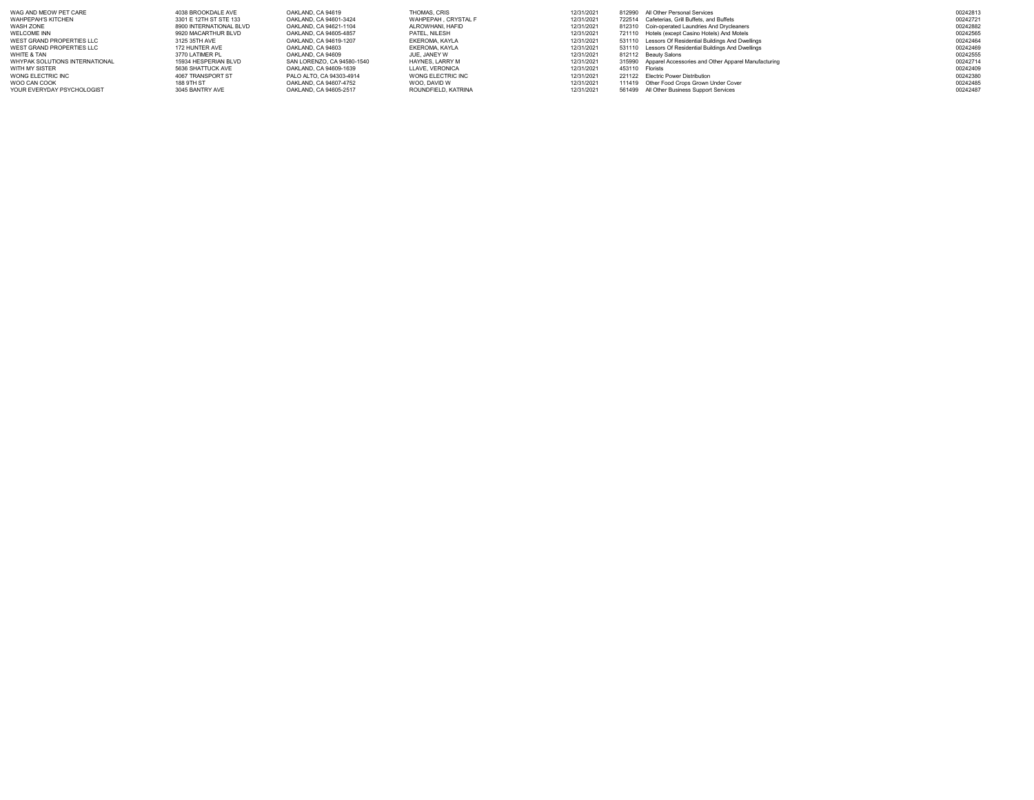| | | | | | | | |
|---|---|---|---|---|---|---|---|
| WAG AND MEOW PET CARE | 4038 BROOKDALE AVE | OAKLAND, CA 94619 | THOMAS, CRIS | 12/31/2021 | 812990 | All Other Personal Services | 00242813 |
| WAHPEPAH'S KITCHEN | 3301 E 12TH ST STE 133 | OAKLAND, CA 94601-3424 | WAHPEPAH , CRYSTAL F | 12/31/2021 | 722514 | Cafeterias, Grill Buffets, and Buffets | 00242721 |
| WASH ZONE | 8900 INTERNATIONAL BLVD | OAKLAND, CA 94621-1104 | ALROWHANI, HAFID | 12/31/2021 | 812310 | Coin-operated Laundries And Drycleaners | 00242882 |
| WELCOME INN | 9920 MACARTHUR BLVD | OAKLAND, CA 94605-4857 | PATEL, NILESH | 12/31/2021 | 721110 | Hotels (except Casino Hotels) And Motels | 00242565 |
| WEST GRAND PROPERTIES LLC | 3125 35TH AVE | OAKLAND, CA 94619-1207 | EKEROMA, KAYLA | 12/31/2021 | 531110 | Lessors Of Residential Buildings And Dwellings | 00242464 |
| WEST GRAND PROPERTIES LLC | 172 HUNTER AVE | OAKLAND, CA 94603 | EKEROMA, KAYLA | 12/31/2021 | 531110 | Lessors Of Residential Buildings And Dwellings | 00242469 |
| WHITE & TAN | 3770 LATIMER PL | OAKLAND, CA 94609 | JUE, JANEY W | 12/31/2021 | 812112 | Beauty Salons | 00242555 |
| WHYPAK SOLUTIONS INTERNATIONAL | 15934 HESPERIAN BLVD | SAN LORENZO, CA 94580-1540 | HAYNES, LARRY M | 12/31/2021 | 315990 | Apparel Accessories and Other Apparel Manufacturing | 00242714 |
| WITH MY SISTER | 5636 SHATTUCK AVE | OAKLAND, CA 94609-1639 | LLAVE, VERONICA | 12/31/2021 | 453110 | Florists | 00242409 |
| WONG ELECTRIC INC | 4067 TRANSPORT ST | PALO ALTO, CA 94303-4914 | WONG ELECTRIC INC | 12/31/2021 | 221122 | Electric Power Distribution | 00242380 |
| WOO CAN COOK | 188 9TH ST | OAKLAND, CA 94607-4752 | WOO, DAVID W | 12/31/2021 | 111419 | Other Food Crops Grown Under Cover | 00242485 |
| YOUR EVERYDAY PSYCHOLOGIST | 3045 BANTRY AVE | OAKLAND, CA 94605-2517 | ROUNDFIELD, KATRINA | 12/31/2021 | 561499 | All Other Business Support Services | 00242487 |